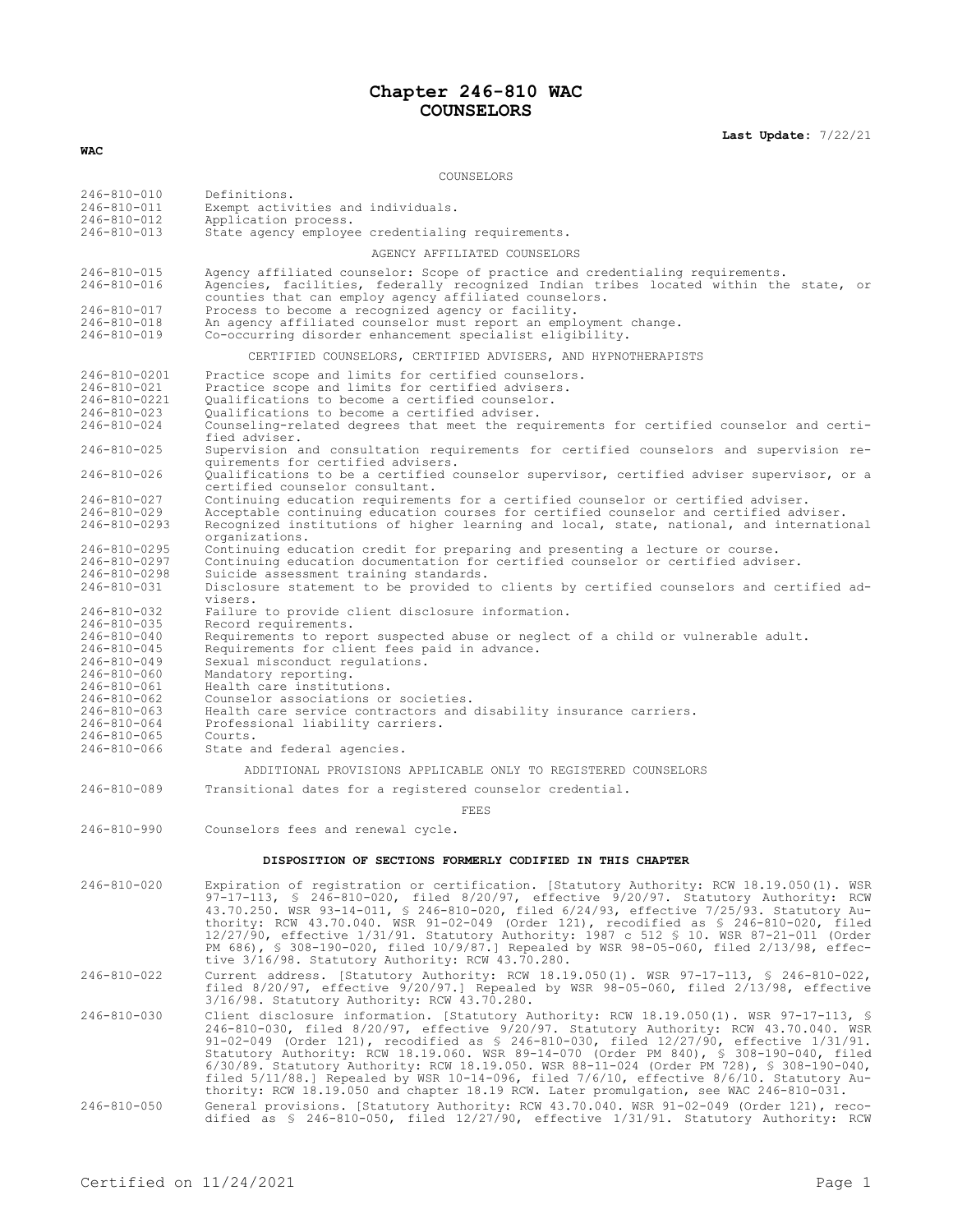# Chapter 246-810 WAC
## COUNSELORS

**Last Update:** 7/22/21

**WAC**

COUNSELORS

| | |
|---|---|
| 246-810-010 | Definitions. |
| 246-810-011 | Exempt activities and individuals. |
| 246-810-012 | Application process. |
| 246-810-013 | State agency employee credentialing requirements. |

AGENCY AFFILIATED COUNSELORS

| | |
|---|---|
| 246-810-015 | Agency affiliated counselor: Scope of practice and credentialing requirements. |
| 246-810-016 | Agencies, facilities, federally recognized Indian tribes located within the state, or counties that can employ agency affiliated counselors. |
| 246-810-017 | Process to become a recognized agency or facility. |
| 246-810-018 | An agency affiliated counselor must report an employment change. |
| 246-810-019 | Co-occurring disorder enhancement specialist eligibility. |

CERTIFIED COUNSELORS, CERTIFIED ADVISERS, AND HYPNOTHERAPISTS

| | |
|---|---|
| 246-810-0201 | Practice scope and limits for certified counselors. |
| 246-810-021 | Practice scope and limits for certified advisers. |
| 246-810-0221 | Qualifications to become a certified counselor. |
| 246-810-023 | Qualifications to become a certified adviser. |
| 246-810-024 | Counseling-related degrees that meet the requirements for certified counselor and certified adviser. |
| 246-810-025 | Supervision and consultation requirements for certified counselors and supervision requirements for certified advisers. |
| 246-810-026 | Qualifications to be a certified counselor supervisor, certified adviser supervisor, or a certified counselor consultant. |
| 246-810-027 | Continuing education requirements for a certified counselor or certified adviser. |
| 246-810-029 | Acceptable continuing education courses for certified counselor and certified adviser. |
| 246-810-0293 | Recognized institutions of higher learning and local, state, national, and international organizations. |
| 246-810-0295 | Continuing education credit for preparing and presenting a lecture or course. |
| 246-810-0297 | Continuing education documentation for certified counselor or certified adviser. |
| 246-810-0298 | Suicide assessment training standards. |
| 246-810-031 | Disclosure statement to be provided to clients by certified counselors and certified advisers. |
| 246-810-032 | Failure to provide client disclosure information. |
| 246-810-035 | Record requirements. |
| 246-810-040 | Requirements to report suspected abuse or neglect of a child or vulnerable adult. |
| 246-810-045 | Requirements for client fees paid in advance. |
| 246-810-049 | Sexual misconduct regulations. |
| 246-810-060 | Mandatory reporting. |
| 246-810-061 | Health care institutions. |
| 246-810-062 | Counselor associations or societies. |
| 246-810-063 | Health care service contractors and disability insurance carriers. |
| 246-810-064 | Professional liability carriers. |
| 246-810-065 | Courts. |
| 246-810-066 | State and federal agencies. |

ADDITIONAL PROVISIONS APPLICABLE ONLY TO REGISTERED COUNSELORS

| | |
|---|---|
| 246-810-089 | Transitional dates for a registered counselor credential. |

FEES

| | |
|---|---|
| 246-810-990 | Counselors fees and renewal cycle. |

**DISPOSITION OF SECTIONS FORMERLY CODIFIED IN THIS CHAPTER**

| | |
|---|---|
| 246-810-020 | Expiration of registration or certification. [Statutory Authority: RCW 18.19.050(1). WSR 97-17-113, § 246-810-020, filed 8/20/97, effective 9/20/97. Statutory Authority: RCW 43.70.250. WSR 93-14-011, § 246-810-020, filed 6/24/93, effective 7/25/93. Statutory Authority: RCW 43.70.040. WSR 91-02-049 (Order 121), recodified as § 246-810-020, filed 12/27/90, effective 1/31/91. Statutory Authority: 1987 c 512 § 10. WSR 87-21-011 (Order PM 686), § 308-190-020, filed 10/9/87.] Repealed by WSR 98-05-060, filed 2/13/98, effective 3/16/98. Statutory Authority: RCW 43.70.280. |
| 246-810-022 | Current address. [Statutory Authority: RCW 18.19.050(1). WSR 97-17-113, § 246-810-022, filed 8/20/97, effective 9/20/97.] Repealed by WSR 98-05-060, filed 2/13/98, effective 3/16/98. Statutory Authority: RCW 43.70.280. |
| 246-810-030 | Client disclosure information. [Statutory Authority: RCW 18.19.050(1). WSR 97-17-113, § 246-810-030, filed 8/20/97, effective 9/20/97. Statutory Authority: RCW 43.70.040. WSR 91-02-049 (Order 121), recodified as § 246-810-030, filed 12/27/90, effective 1/31/91. Statutory Authority: RCW 18.19.060. WSR 89-14-070 (Order PM 840), § 308-190-040, filed 6/30/89. Statutory Authority: RCW 18.19.050. WSR 88-11-024 (Order PM 728), § 308-190-040, filed 5/11/88.] Repealed by WSR 10-14-096, filed 7/6/10, effective 8/6/10. Statutory Authority: RCW 18.19.050 and chapter 18.19 RCW. Later promulgation, see WAC 246-810-031. |
| 246-810-050 | General provisions. [Statutory Authority: RCW 43.70.040. WSR 91-02-049 (Order 121), recodified as § 246-810-050, filed 12/27/90, effective 1/31/91. Statutory Authority: RCW |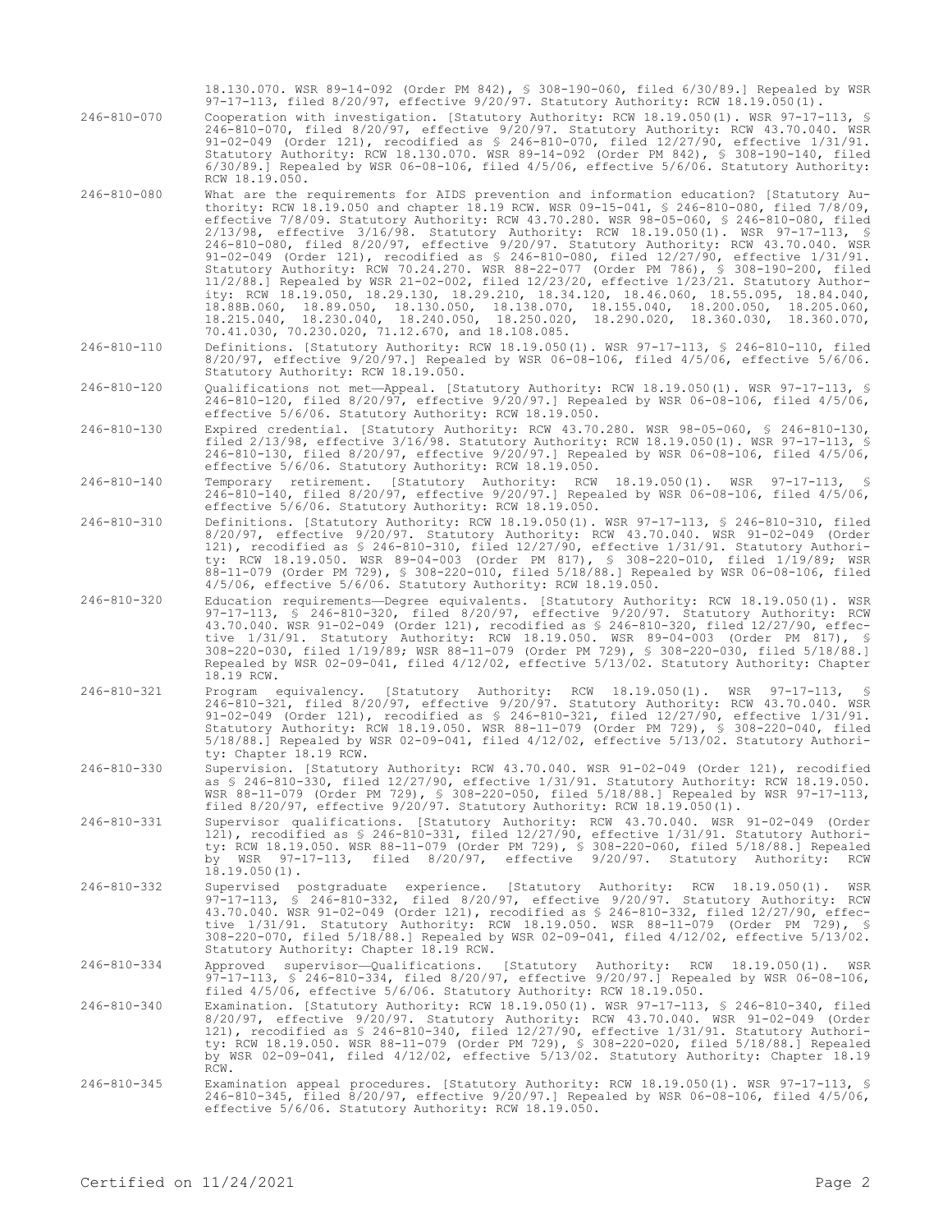18.130.070. WSR 89-14-092 (Order PM 842), § 308-190-060, filed 6/30/89.] Repealed by WSR 97-17-113, filed 8/20/97, effective 9/20/97. Statutory Authority: RCW 18.19.050(1).

246-810-070 Cooperation with investigation. [Statutory Authority: RCW 18.19.050(1). WSR 97-17-113, § 246-810-070, filed 8/20/97, effective 9/20/97. Statutory Authority: RCW 43.70.040. WSR 91-02-049 (Order 121), recodified as § 246-810-070, filed 12/27/90, effective 1/31/91. Statutory Authority: RCW 18.130.070. WSR 89-14-092 (Order PM 842), § 308-190-140, filed 6/30/89.] Repealed by WSR 06-08-106, filed 4/5/06, effective 5/6/06. Statutory Authority: RCW 18.19.050.

246-810-080 What are the requirements for AIDS prevention and information education? [Statutory Authority: RCW 18.19.050 and chapter 18.19 RCW. WSR 09-15-041, § 246-810-080, filed 7/8/09, effective 7/8/09. Statutory Authority: RCW 43.70.280. WSR 98-05-060, § 246-810-080, filed 2/13/98, effective 3/16/98. Statutory Authority: RCW 18.19.050(1). WSR 97-17-113, § 246-810-080, filed 8/20/97, effective 9/20/97. Statutory Authority: RCW 43.70.040. WSR 91-02-049 (Order 121), recodified as § 246-810-080, filed 12/27/90, effective 1/31/91. Statutory Authority: RCW 70.24.270. WSR 88-22-077 (Order PM 786), § 308-190-200, filed 11/2/88.] Repealed by WSR 21-02-002, filed 12/23/20, effective 1/23/21. Statutory Authority: RCW 18.19.050, 18.29.130, 18.29.210, 18.34.120, 18.46.060, 18.55.095, 18.84.040, 18.88B.060, 18.89.050, 18.130.050, 18.138.070, 18.155.040, 18.200.050, 18.205.060, 18.215.040, 18.230.040, 18.240.050, 18.250.020, 18.290.020, 18.360.030, 18.360.070, 70.41.030, 70.230.020, 71.12.670, and 18.108.085.

246-810-110 Definitions. [Statutory Authority: RCW 18.19.050(1). WSR 97-17-113, § 246-810-110, filed 8/20/97, effective 9/20/97.] Repealed by WSR 06-08-106, filed 4/5/06, effective 5/6/06. Statutory Authority: RCW 18.19.050.

246-810-120 Qualifications not met—Appeal. [Statutory Authority: RCW 18.19.050(1). WSR 97-17-113, § 246-810-120, filed 8/20/97, effective 9/20/97.] Repealed by WSR 06-08-106, filed 4/5/06, effective 5/6/06. Statutory Authority: RCW 18.19.050.

246-810-130 Expired credential. [Statutory Authority: RCW 43.70.280. WSR 98-05-060, § 246-810-130, filed 2/13/98, effective 3/16/98. Statutory Authority: RCW 18.19.050(1). WSR 97-17-113, § 246-810-130, filed 8/20/97, effective 9/20/97.] Repealed by WSR 06-08-106, filed 4/5/06, effective 5/6/06. Statutory Authority: RCW 18.19.050.

246-810-140 Temporary retirement. [Statutory Authority: RCW 18.19.050(1). WSR 97-17-113, § 246-810-140, filed 8/20/97, effective 9/20/97.] Repealed by WSR 06-08-106, filed 4/5/06, effective 5/6/06. Statutory Authority: RCW 18.19.050.

246-810-310 Definitions. [Statutory Authority: RCW 18.19.050(1). WSR 97-17-113, § 246-810-310, filed 8/20/97, effective 9/20/97. Statutory Authority: RCW 43.70.040. WSR 91-02-049 (Order 121), recodified as § 246-810-310, filed 12/27/90, effective 1/31/91. Statutory Authority: RCW 18.19.050. WSR 89-04-003 (Order PM 817), § 308-220-010, filed 1/19/89; WSR 88-11-079 (Order PM 729), § 308-220-010, filed 5/18/88.] Repealed by WSR 06-08-106, filed 4/5/06, effective 5/6/06. Statutory Authority: RCW 18.19.050.

246-810-320 Education requirements—Degree equivalents. [Statutory Authority: RCW 18.19.050(1). WSR 97-17-113, § 246-810-320, filed 8/20/97, effective 9/20/97. Statutory Authority: RCW 43.70.040. WSR 91-02-049 (Order 121), recodified as § 246-810-320, filed 12/27/90, effective 1/31/91. Statutory Authority: RCW 18.19.050. WSR 89-04-003 (Order PM 817), § 308-220-030, filed 1/19/89; WSR 88-11-079 (Order PM 729), § 308-220-030, filed 5/18/88.] Repealed by WSR 02-09-041, filed 4/12/02, effective 5/13/02. Statutory Authority: Chapter 18.19 RCW.

246-810-321 Program equivalency. [Statutory Authority: RCW 18.19.050(1). WSR 97-17-113, § 246-810-321, filed 8/20/97, effective 9/20/97. Statutory Authority: RCW 43.70.040. WSR 91-02-049 (Order 121), recodified as § 246-810-321, filed 12/27/90, effective 1/31/91. Statutory Authority: RCW 18.19.050. WSR 88-11-079 (Order PM 729), § 308-220-040, filed 5/18/88.] Repealed by WSR 02-09-041, filed 4/12/02, effective 5/13/02. Statutory Authority: Chapter 18.19 RCW.

246-810-330 Supervision. [Statutory Authority: RCW 43.70.040. WSR 91-02-049 (Order 121), recodified as § 246-810-330, filed 12/27/90, effective 1/31/91. Statutory Authority: RCW 18.19.050. WSR 88-11-079 (Order PM 729), § 308-220-050, filed 5/18/88.] Repealed by WSR 97-17-113, filed 8/20/97, effective 9/20/97. Statutory Authority: RCW 18.19.050(1).

246-810-331 Supervisor qualifications. [Statutory Authority: RCW 43.70.040. WSR 91-02-049 (Order 121), recodified as § 246-810-331, filed 12/27/90, effective 1/31/91. Statutory Authority: RCW 18.19.050. WSR 88-11-079 (Order PM 729), § 308-220-060, filed 5/18/88.] Repealed by WSR 97-17-113, filed 8/20/97, effective 9/20/97. Statutory Authority: RCW 18.19.050(1).

246-810-332 Supervised postgraduate experience. [Statutory Authority: RCW 18.19.050(1). WSR 97-17-113, § 246-810-332, filed 8/20/97, effective 9/20/97. Statutory Authority: RCW 43.70.040. WSR 91-02-049 (Order 121), recodified as § 246-810-332, filed 12/27/90, effective 1/31/91. Statutory Authority: RCW 18.19.050. WSR 88-11-079 (Order PM 729), § 308-220-070, filed 5/18/88.] Repealed by WSR 02-09-041, filed 4/12/02, effective 5/13/02. Statutory Authority: Chapter 18.19 RCW.

246-810-334 Approved supervisor—Qualifications. [Statutory Authority: RCW 18.19.050(1). WSR 97-17-113, § 246-810-334, filed 8/20/97, effective 9/20/97.] Repealed by WSR 06-08-106, filed 4/5/06, effective 5/6/06. Statutory Authority: RCW 18.19.050.

246-810-340 Examination. [Statutory Authority: RCW 18.19.050(1). WSR 97-17-113, § 246-810-340, filed 8/20/97, effective 9/20/97. Statutory Authority: RCW 43.70.040. WSR 91-02-049 (Order 121), recodified as § 246-810-340, filed 12/27/90, effective 1/31/91. Statutory Authority: RCW 18.19.050. WSR 88-11-079 (Order PM 729), § 308-220-020, filed 5/18/88.] Repealed by WSR 02-09-041, filed 4/12/02, effective 5/13/02. Statutory Authority: Chapter 18.19 RCW.

246-810-345 Examination appeal procedures. [Statutory Authority: RCW 18.19.050(1). WSR 97-17-113, § 246-810-345, filed 8/20/97, effective 9/20/97.] Repealed by WSR 06-08-106, filed 4/5/06, effective 5/6/06. Statutory Authority: RCW 18.19.050.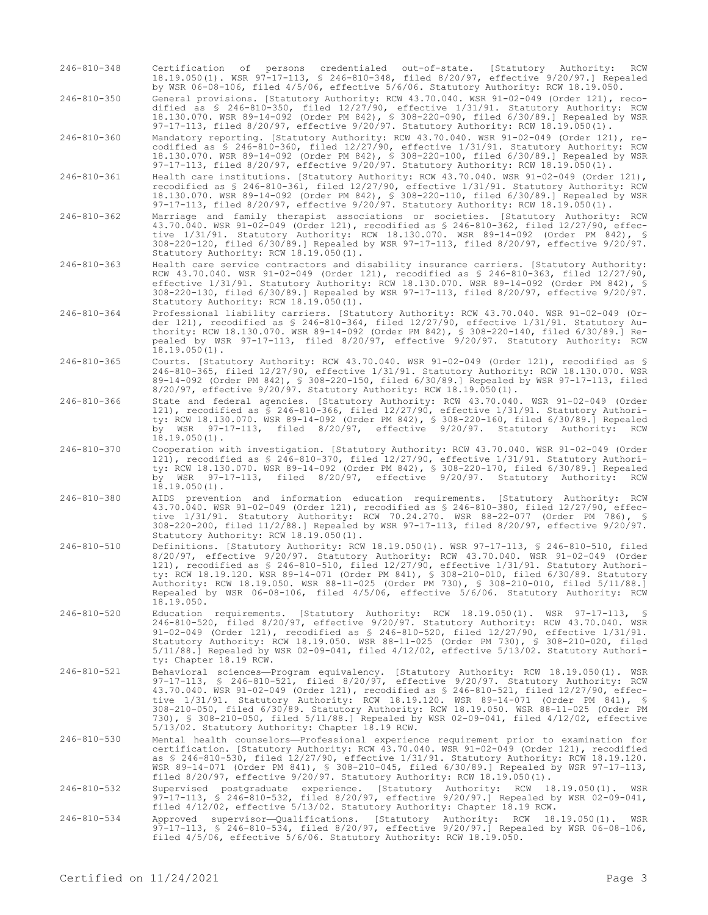246-810-348 Certification of persons credentialed out-of-state. [Statutory Authority: RCW 18.19.050(1). WSR 97-17-113, § 246-810-348, filed 8/20/97, effective 9/20/97.] Repealed by WSR 06-08-106, filed 4/5/06, effective 5/6/06. Statutory Authority: RCW 18.19.050.

246-810-350 General provisions. [Statutory Authority: RCW 43.70.040. WSR 91-02-049 (Order 121), recodified as § 246-810-350, filed 12/27/90, effective 1/31/91. Statutory Authority: RCW 18.130.070. WSR 89-14-092 (Order PM 842), § 308-220-090, filed 6/30/89.] Repealed by WSR 97-17-113, filed 8/20/97, effective 9/20/97. Statutory Authority: RCW 18.19.050(1).

246-810-360 Mandatory reporting. [Statutory Authority: RCW 43.70.040. WSR 91-02-049 (Order 121), recodified as § 246-810-360, filed 12/27/90, effective 1/31/91. Statutory Authority: RCW 18.130.070. WSR 89-14-092 (Order PM 842), § 308-220-100, filed 6/30/89.] Repealed by WSR 97-17-113, filed 8/20/97, effective 9/20/97. Statutory Authority: RCW 18.19.050(1).

246-810-361 Health care institutions. [Statutory Authority: RCW 43.70.040. WSR 91-02-049 (Order 121), recodified as § 246-810-361, filed 12/27/90, effective 1/31/91. Statutory Authority: RCW 18.130.070. WSR 89-14-092 (Order PM 842), § 308-220-110, filed 6/30/89.] Repealed by WSR 97-17-113, filed 8/20/97, effective 9/20/97. Statutory Authority: RCW 18.19.050(1).

246-810-362 Marriage and family therapist associations or societies. [Statutory Authority: RCW 43.70.040. WSR 91-02-049 (Order 121), recodified as § 246-810-362, filed 12/27/90, effective 1/31/91. Statutory Authority: RCW 18.130.070. WSR 89-14-092 (Order PM 842), § 308-220-120, filed 6/30/89.] Repealed by WSR 97-17-113, filed 8/20/97, effective 9/20/97. Statutory Authority: RCW 18.19.050(1).

246-810-363 Health care service contractors and disability insurance carriers. [Statutory Authority: RCW 43.70.040. WSR 91-02-049 (Order 121), recodified as § 246-810-363, filed 12/27/90, effective 1/31/91. Statutory Authority: RCW 18.130.070. WSR 89-14-092 (Order PM 842), § 308-220-130, filed 6/30/89.] Repealed by WSR 97-17-113, filed 8/20/97, effective 9/20/97. Statutory Authority: RCW 18.19.050(1).

246-810-364 Professional liability carriers. [Statutory Authority: RCW 43.70.040. WSR 91-02-049 (Order 121), recodified as § 246-810-364, filed 12/27/90, effective 1/31/91. Statutory Authority: RCW 18.130.070. WSR 89-14-092 (Order PM 842), § 308-220-140, filed 6/30/89.] Repealed by WSR 97-17-113, filed 8/20/97, effective 9/20/97. Statutory Authority: RCW 18.19.050(1).

246-810-365 Courts. [Statutory Authority: RCW 43.70.040. WSR 91-02-049 (Order 121), recodified as § 246-810-365, filed 12/27/90, effective 1/31/91. Statutory Authority: RCW 18.130.070. WSR 89-14-092 (Order PM 842), § 308-220-150, filed 6/30/89.] Repealed by WSR 97-17-113, filed 8/20/97, effective 9/20/97. Statutory Authority: RCW 18.19.050(1).

246-810-366 State and federal agencies. [Statutory Authority: RCW 43.70.040. WSR 91-02-049 (Order 121), recodified as § 246-810-366, filed 12/27/90, effective 1/31/91. Statutory Authority: RCW 18.130.070. WSR 89-14-092 (Order PM 842), § 308-220-160, filed 6/30/89.] Repealed by WSR 97-17-113, filed 8/20/97, effective 9/20/97. Statutory Authority: RCW 18.19.050(1).

246-810-370 Cooperation with investigation. [Statutory Authority: RCW 43.70.040. WSR 91-02-049 (Order 121), recodified as § 246-810-370, filed 12/27/90, effective 1/31/91. Statutory Authority: RCW 18.130.070. WSR 89-14-092 (Order PM 842), § 308-220-170, filed 6/30/89.] Repealed by WSR 97-17-113, filed 8/20/97, effective 9/20/97. Statutory Authority: RCW 18.19.050(1).

246-810-380 AIDS prevention and information education requirements. [Statutory Authority: RCW 43.70.040. WSR 91-02-049 (Order 121), recodified as § 246-810-380, filed 12/27/90, effective 1/31/91. Statutory Authority: RCW 70.24.270. WSR 88-22-077 (Order PM 786), § 308-220-200, filed 11/2/88.] Repealed by WSR 97-17-113, filed 8/20/97, effective 9/20/97. Statutory Authority: RCW 18.19.050(1).

246-810-510 Definitions. [Statutory Authority: RCW 18.19.050(1). WSR 97-17-113, § 246-810-510, filed 8/20/97, effective 9/20/97. Statutory Authority: RCW 43.70.040. WSR 91-02-049 (Order 121), recodified as § 246-810-510, filed 12/27/90, effective 1/31/91. Statutory Authority: RCW 18.19.120. WSR 89-14-071 (Order PM 841), § 308-210-010, filed 6/30/89. Statutory Authority: RCW 18.19.050. WSR 88-11-025 (Order PM 730), § 308-210-010, filed 5/11/88.] Repealed by WSR 06-08-106, filed 4/5/06, effective 5/6/06. Statutory Authority: RCW 18.19.050.

246-810-520 Education requirements. [Statutory Authority: RCW 18.19.050(1). WSR 97-17-113, § 246-810-520, filed 8/20/97, effective 9/20/97. Statutory Authority: RCW 43.70.040. WSR 91-02-049 (Order 121), recodified as § 246-810-520, filed 12/27/90, effective 1/31/91. Statutory Authority: RCW 18.19.050. WSR 88-11-025 (Order PM 730), § 308-210-020, filed 5/11/88.] Repealed by WSR 02-09-041, filed 4/12/02, effective 5/13/02. Statutory Authority: Chapter 18.19 RCW.

246-810-521 Behavioral sciences—Program equivalency. [Statutory Authority: RCW 18.19.050(1). WSR 97-17-113, § 246-810-521, filed 8/20/97, effective 9/20/97. Statutory Authority: RCW 43.70.040. WSR 91-02-049 (Order 121), recodified as § 246-810-521, filed 12/27/90, effective 1/31/91. Statutory Authority: RCW 18.19.120. WSR 89-14-071 (Order PM 841), § 308-210-050, filed 6/30/89. Statutory Authority: RCW 18.19.050. WSR 88-11-025 (Order PM 730), § 308-210-050, filed 5/11/88.] Repealed by WSR 02-09-041, filed 4/12/02, effective 5/13/02. Statutory Authority: Chapter 18.19 RCW.

246-810-530 Mental health counselors—Professional experience requirement prior to examination for certification. [Statutory Authority: RCW 43.70.040. WSR 91-02-049 (Order 121), recodified as § 246-810-530, filed 12/27/90, effective 1/31/91. Statutory Authority: RCW 18.19.120. WSR 89-14-071 (Order PM 841), § 308-210-045, filed 6/30/89.] Repealed by WSR 97-17-113, filed 8/20/97, effective 9/20/97. Statutory Authority: RCW 18.19.050(1).

246-810-532 Supervised postgraduate experience. [Statutory Authority: RCW 18.19.050(1). WSR 97-17-113, § 246-810-532, filed 8/20/97, effective 9/20/97.] Repealed by WSR 02-09-041, filed 4/12/02, effective 5/13/02. Statutory Authority: Chapter 18.19 RCW.

246-810-534 Approved supervisor—Qualifications. [Statutory Authority: RCW 18.19.050(1). WSR 97-17-113, § 246-810-534, filed 8/20/97, effective 9/20/97.] Repealed by WSR 06-08-106, filed 4/5/06, effective 5/6/06. Statutory Authority: RCW 18.19.050.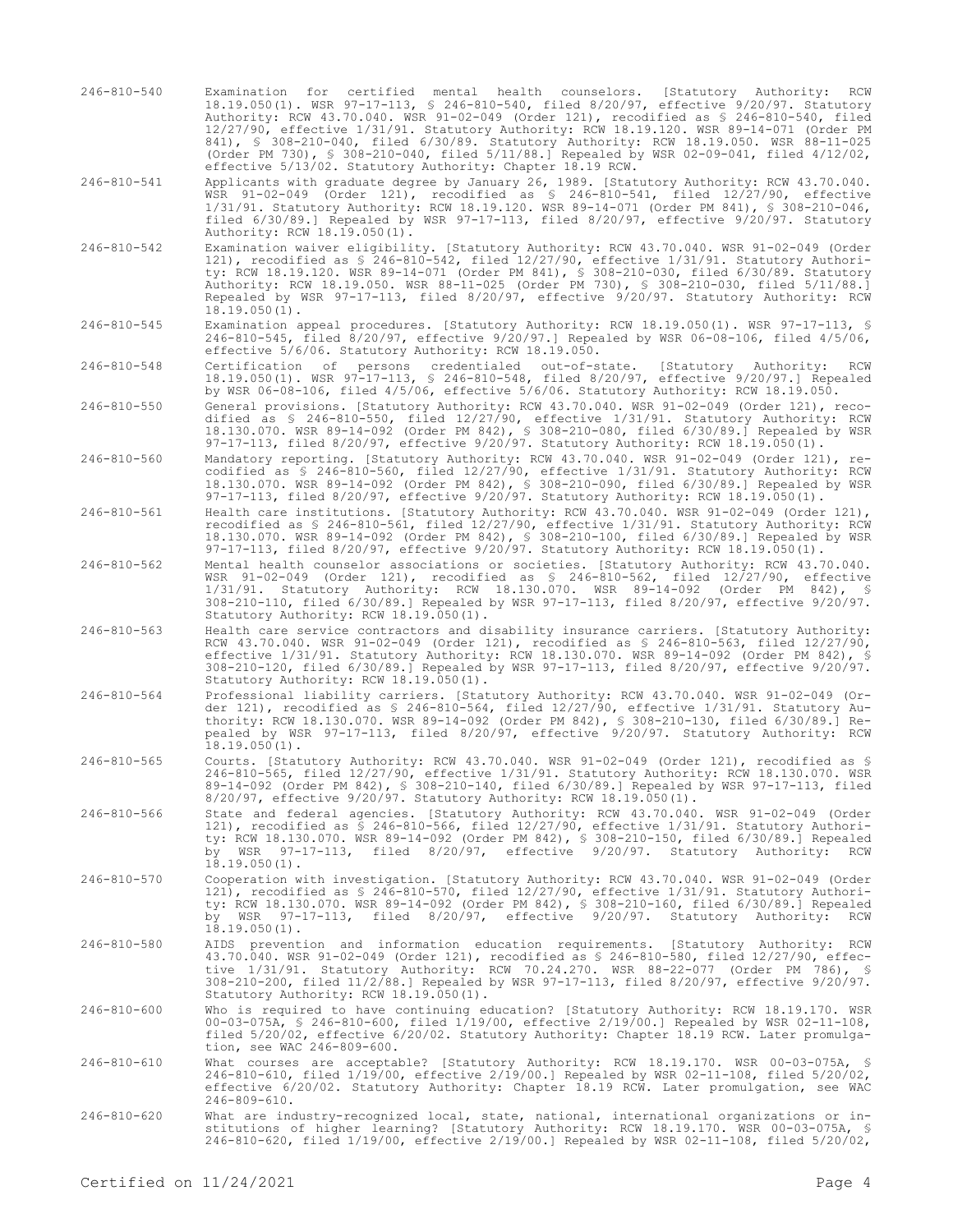246-810-540 Examination for certified mental health counselors. [Statutory Authority: RCW 18.19.050(1). WSR 97-17-113, § 246-810-540, filed 8/20/97, effective 9/20/97. Statutory Authority: RCW 43.70.040. WSR 91-02-049 (Order 121), recodified as § 246-810-540, filed 12/27/90, effective 1/31/91. Statutory Authority: RCW 18.19.120. WSR 89-14-071 (Order PM 841), § 308-210-040, filed 6/30/89. Statutory Authority: RCW 18.19.050. WSR 88-11-025 (Order PM 730), § 308-210-040, filed 5/11/88.] Repealed by WSR 02-09-041, filed 4/12/02, effective 5/13/02. Statutory Authority: Chapter 18.19 RCW.

246-810-541 Applicants with graduate degree by January 26, 1989. [Statutory Authority: RCW 43.70.040. WSR 91-02-049 (Order 121), recodified as § 246-810-541, filed 12/27/90, effective 1/31/91. Statutory Authority: RCW 18.19.120. WSR 89-14-071 (Order PM 841), § 308-210-046, filed 6/30/89.] Repealed by WSR 97-17-113, filed 8/20/97, effective 9/20/97. Statutory Authority: RCW 18.19.050(1).

246-810-542 Examination waiver eligibility. [Statutory Authority: RCW 43.70.040. WSR 91-02-049 (Order 121), recodified as § 246-810-542, filed 12/27/90, effective 1/31/91. Statutory Authority: RCW 18.19.120. WSR 89-14-071 (Order PM 841), § 308-210-030, filed 6/30/89. Statutory Authority: RCW 18.19.050. WSR 88-11-025 (Order PM 730), § 308-210-030, filed 5/11/88.] Repealed by WSR 97-17-113, filed 8/20/97, effective 9/20/97. Statutory Authority: RCW 18.19.050(1).

246-810-545 Examination appeal procedures. [Statutory Authority: RCW 18.19.050(1). WSR 97-17-113, § 246-810-545, filed 8/20/97, effective 9/20/97.] Repealed by WSR 06-08-106, filed 4/5/06, effective 5/6/06. Statutory Authority: RCW 18.19.050.

246-810-548 Certification of persons credentialed out-of-state. [Statutory Authority: RCW 18.19.050(1). WSR 97-17-113, § 246-810-548, filed 8/20/97, effective 9/20/97.] Repealed by WSR 06-08-106, filed 4/5/06, effective 5/6/06. Statutory Authority: RCW 18.19.050.

246-810-550 General provisions. [Statutory Authority: RCW 43.70.040. WSR 91-02-049 (Order 121), recodified as § 246-810-550, filed 12/27/90, effective 1/31/91. Statutory Authority: RCW 18.130.070. WSR 89-14-092 (Order PM 842), § 308-210-080, filed 6/30/89.] Repealed by WSR 97-17-113, filed 8/20/97, effective 9/20/97. Statutory Authority: RCW 18.19.050(1).

246-810-560 Mandatory reporting. [Statutory Authority: RCW 43.70.040. WSR 91-02-049 (Order 121), recodified as § 246-810-560, filed 12/27/90, effective 1/31/91. Statutory Authority: RCW 18.130.070. WSR 89-14-092 (Order PM 842), § 308-210-090, filed 6/30/89.] Repealed by WSR 97-17-113, filed 8/20/97, effective 9/20/97. Statutory Authority: RCW 18.19.050(1).

246-810-561 Health care institutions. [Statutory Authority: RCW 43.70.040. WSR 91-02-049 (Order 121), recodified as § 246-810-561, filed 12/27/90, effective 1/31/91. Statutory Authority: RCW 18.130.070. WSR 89-14-092 (Order PM 842), § 308-210-100, filed 6/30/89.] Repealed by WSR 97-17-113, filed 8/20/97, effective 9/20/97. Statutory Authority: RCW 18.19.050(1).

246-810-562 Mental health counselor associations or societies. [Statutory Authority: RCW 43.70.040. WSR 91-02-049 (Order 121), recodified as § 246-810-562, filed 12/27/90, effective 1/31/91. Statutory Authority: RCW 18.130.070. WSR 89-14-092 (Order PM 842), § 308-210-110, filed 6/30/89.] Repealed by WSR 97-17-113, filed 8/20/97, effective 9/20/97. Statutory Authority: RCW 18.19.050(1).

246-810-563 Health care service contractors and disability insurance carriers. [Statutory Authority: RCW 43.70.040. WSR 91-02-049 (Order 121), recodified as § 246-810-563, filed 12/27/90, effective 1/31/91. Statutory Authority: RCW 18.130.070. WSR 89-14-092 (Order PM 842), § 308-210-120, filed 6/30/89.] Repealed by WSR 97-17-113, filed 8/20/97, effective 9/20/97. Statutory Authority: RCW 18.19.050(1).

246-810-564 Professional liability carriers. [Statutory Authority: RCW 43.70.040. WSR 91-02-049 (Order 121), recodified as § 246-810-564, filed 12/27/90, effective 1/31/91. Statutory Authority: RCW 18.130.070. WSR 89-14-092 (Order PM 842), § 308-210-130, filed 6/30/89.] Repealed by WSR 97-17-113, filed 8/20/97, effective 9/20/97. Statutory Authority: RCW 18.19.050(1).

246-810-565 Courts. [Statutory Authority: RCW 43.70.040. WSR 91-02-049 (Order 121), recodified as § 246-810-565, filed 12/27/90, effective 1/31/91. Statutory Authority: RCW 18.130.070. WSR 89-14-092 (Order PM 842), § 308-210-140, filed 6/30/89.] Repealed by WSR 97-17-113, filed 8/20/97, effective 9/20/97. Statutory Authority: RCW 18.19.050(1).

246-810-566 State and federal agencies. [Statutory Authority: RCW 43.70.040. WSR 91-02-049 (Order 121), recodified as § 246-810-566, filed 12/27/90, effective 1/31/91. Statutory Authority: RCW 18.130.070. WSR 89-14-092 (Order PM 842), § 308-210-150, filed 6/30/89.] Repealed by WSR 97-17-113, filed 8/20/97, effective 9/20/97. Statutory Authority: RCW 18.19.050(1).

246-810-570 Cooperation with investigation. [Statutory Authority: RCW 43.70.040. WSR 91-02-049 (Order 121), recodified as § 246-810-570, filed 12/27/90, effective 1/31/91. Statutory Authority: RCW 18.130.070. WSR 89-14-092 (Order PM 842), § 308-210-160, filed 6/30/89.] Repealed by WSR 97-17-113, filed 8/20/97, effective 9/20/97. Statutory Authority: RCW 18.19.050(1).

246-810-580 AIDS prevention and information education requirements. [Statutory Authority: RCW 43.70.040. WSR 91-02-049 (Order 121), recodified as § 246-810-580, filed 12/27/90, effective 1/31/91. Statutory Authority: RCW 70.24.270. WSR 88-22-077 (Order PM 786), § 308-210-200, filed 11/2/88.] Repealed by WSR 97-17-113, filed 8/20/97, effective 9/20/97. Statutory Authority: RCW 18.19.050(1).

246-810-600 Who is required to have continuing education? [Statutory Authority: RCW 18.19.170. WSR 00-03-075A, § 246-810-600, filed 1/19/00, effective 2/19/00.] Repealed by WSR 02-11-108, filed 5/20/02, effective 6/20/02. Statutory Authority: Chapter 18.19 RCW. Later promulgation, see WAC 246-809-600.

246-810-610 What courses are acceptable? [Statutory Authority: RCW 18.19.170. WSR 00-03-075A, § 246-810-610, filed 1/19/00, effective 2/19/00.] Repealed by WSR 02-11-108, filed 5/20/02, effective 6/20/02. Statutory Authority: Chapter 18.19 RCW. Later promulgation, see WAC 246-809-610.

246-810-620 What are industry-recognized local, state, national, international organizations or institutions of higher learning? [Statutory Authority: RCW 18.19.170. WSR 00-03-075A, § 246-810-620, filed 1/19/00, effective 2/19/00.] Repealed by WSR 02-11-108, filed 5/20/02,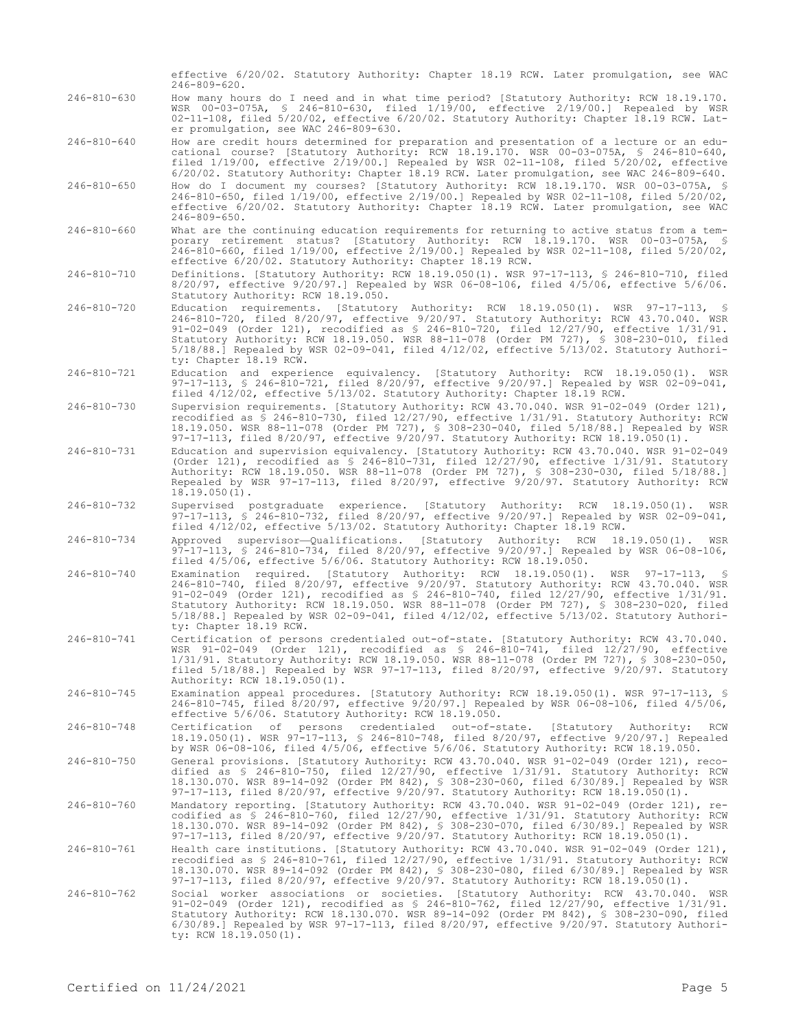effective 6/20/02. Statutory Authority: Chapter 18.19 RCW. Later promulgation, see WAC 246-809-620.

246-810-630 How many hours do I need and in what time period? [Statutory Authority: RCW 18.19.170. WSR 00-03-075A, § 246-810-630, filed 1/19/00, effective 2/19/00.] Repealed by WSR 02-11-108, filed 5/20/02, effective 6/20/02. Statutory Authority: Chapter 18.19 RCW. Later promulgation, see WAC 246-809-630.

246-810-640 How are credit hours determined for preparation and presentation of a lecture or an educational course? [Statutory Authority: RCW 18.19.170. WSR 00-03-075A, § 246-810-640, filed 1/19/00, effective 2/19/00.] Repealed by WSR 02-11-108, filed 5/20/02, effective 6/20/02. Statutory Authority: Chapter 18.19 RCW. Later promulgation, see WAC 246-809-640.

246-810-650 How do I document my courses? [Statutory Authority: RCW 18.19.170. WSR 00-03-075A, § 246-810-650, filed 1/19/00, effective 2/19/00.] Repealed by WSR 02-11-108, filed 5/20/02, effective 6/20/02. Statutory Authority: Chapter 18.19 RCW. Later promulgation, see WAC 246-809-650.

246-810-660 What are the continuing education requirements for returning to active status from a temporary retirement status? [Statutory Authority: RCW 18.19.170. WSR 00-03-075A, § 246-810-660, filed 1/19/00, effective 2/19/00.] Repealed by WSR 02-11-108, filed 5/20/02, effective 6/20/02. Statutory Authority: Chapter 18.19 RCW.

246-810-710 Definitions. [Statutory Authority: RCW 18.19.050(1). WSR 97-17-113, § 246-810-710, filed 8/20/97, effective 9/20/97.] Repealed by WSR 06-08-106, filed 4/5/06, effective 5/6/06. Statutory Authority: RCW 18.19.050.

246-810-720 Education requirements. [Statutory Authority: RCW 18.19.050(1). WSR 97-17-113, § 246-810-720, filed 8/20/97, effective 9/20/97. Statutory Authority: RCW 43.70.040. WSR 91-02-049 (Order 121), recodified as § 246-810-720, filed 12/27/90, effective 1/31/91. Statutory Authority: RCW 18.19.050. WSR 88-11-078 (Order PM 727), § 308-230-010, filed 5/18/88.] Repealed by WSR 02-09-041, filed 4/12/02, effective 5/13/02. Statutory Authority: Chapter 18.19 RCW.

246-810-721 Education and experience equivalency. [Statutory Authority: RCW 18.19.050(1). WSR 97-17-113, § 246-810-721, filed 8/20/97, effective 9/20/97.] Repealed by WSR 02-09-041, filed 4/12/02, effective 5/13/02. Statutory Authority: Chapter 18.19 RCW.

246-810-730 Supervision requirements. [Statutory Authority: RCW 43.70.040. WSR 91-02-049 (Order 121), recodified as § 246-810-730, filed 12/27/90, effective 1/31/91. Statutory Authority: RCW 18.19.050. WSR 88-11-078 (Order PM 727), § 308-230-040, filed 5/18/88.] Repealed by WSR 97-17-113, filed 8/20/97, effective 9/20/97. Statutory Authority: RCW 18.19.050(1).

246-810-731 Education and supervision equivalency. [Statutory Authority: RCW 43.70.040. WSR 91-02-049 (Order 121), recodified as § 246-810-731, filed 12/27/90, effective 1/31/91. Statutory Authority: RCW 18.19.050. WSR 88-11-078 (Order PM 727), § 308-230-030, filed 5/18/88.] Repealed by WSR 97-17-113, filed 8/20/97, effective 9/20/97. Statutory Authority: RCW 18.19.050(1).

246-810-732 Supervised postgraduate experience. [Statutory Authority: RCW 18.19.050(1). WSR 97-17-113, § 246-810-732, filed 8/20/97, effective 9/20/97.] Repealed by WSR 02-09-041, filed 4/12/02, effective 5/13/02. Statutory Authority: Chapter 18.19 RCW.

246-810-734 Approved supervisor—Qualifications. [Statutory Authority: RCW 18.19.050(1). WSR 97-17-113, § 246-810-734, filed 8/20/97, effective 9/20/97.] Repealed by WSR 06-08-106, filed 4/5/06, effective 5/6/06. Statutory Authority: RCW 18.19.050.

246-810-740 Examination required. [Statutory Authority: RCW 18.19.050(1). WSR 97-17-113, § 246-810-740, filed 8/20/97, effective 9/20/97. Statutory Authority: RCW 43.70.040. WSR 91-02-049 (Order 121), recodified as § 246-810-740, filed 12/27/90, effective 1/31/91. Statutory Authority: RCW 18.19.050. WSR 88-11-078 (Order PM 727), § 308-230-020, filed 5/18/88.] Repealed by WSR 02-09-041, filed 4/12/02, effective 5/13/02. Statutory Authority: Chapter 18.19 RCW.

246-810-741 Certification of persons credentialed out-of-state. [Statutory Authority: RCW 43.70.040. WSR 91-02-049 (Order 121), recodified as § 246-810-741, filed 12/27/90, effective 1/31/91. Statutory Authority: RCW 18.19.050. WSR 88-11-078 (Order PM 727), § 308-230-050, filed 5/18/88.] Repealed by WSR 97-17-113, filed 8/20/97, effective 9/20/97. Statutory Authority: RCW 18.19.050(1).

246-810-745 Examination appeal procedures. [Statutory Authority: RCW 18.19.050(1). WSR 97-17-113, § 246-810-745, filed 8/20/97, effective 9/20/97.] Repealed by WSR 06-08-106, filed 4/5/06, effective 5/6/06. Statutory Authority: RCW 18.19.050.

246-810-748 Certification of persons credentialed out-of-state. [Statutory Authority: RCW 18.19.050(1). WSR 97-17-113, § 246-810-748, filed 8/20/97, effective 9/20/97.] Repealed by WSR 06-08-106, filed 4/5/06, effective 5/6/06. Statutory Authority: RCW 18.19.050.

246-810-750 General provisions. [Statutory Authority: RCW 43.70.040. WSR 91-02-049 (Order 121), recodified as § 246-810-750, filed 12/27/90, effective 1/31/91. Statutory Authority: RCW 18.130.070. WSR 89-14-092 (Order PM 842), § 308-230-060, filed 6/30/89.] Repealed by WSR 97-17-113, filed 8/20/97, effective 9/20/97. Statutory Authority: RCW 18.19.050(1).

246-810-760 Mandatory reporting. [Statutory Authority: RCW 43.70.040. WSR 91-02-049 (Order 121), recodified as § 246-810-760, filed 12/27/90, effective 1/31/91. Statutory Authority: RCW 18.130.070. WSR 89-14-092 (Order PM 842), § 308-230-070, filed 6/30/89.] Repealed by WSR 97-17-113, filed 8/20/97, effective 9/20/97. Statutory Authority: RCW 18.19.050(1).

246-810-761 Health care institutions. [Statutory Authority: RCW 43.70.040. WSR 91-02-049 (Order 121), recodified as § 246-810-761, filed 12/27/90, effective 1/31/91. Statutory Authority: RCW 18.130.070. WSR 89-14-092 (Order PM 842), § 308-230-080, filed 6/30/89.] Repealed by WSR 97-17-113, filed 8/20/97, effective 9/20/97. Statutory Authority: RCW 18.19.050(1).

246-810-762 Social worker associations or societies. [Statutory Authority: RCW 43.70.040. WSR 91-02-049 (Order 121), recodified as § 246-810-762, filed 12/27/90, effective 1/31/91. Statutory Authority: RCW 18.130.070. WSR 89-14-092 (Order PM 842), § 308-230-090, filed 6/30/89.] Repealed by WSR 97-17-113, filed 8/20/97, effective 9/20/97. Statutory Authority: RCW 18.19.050(1).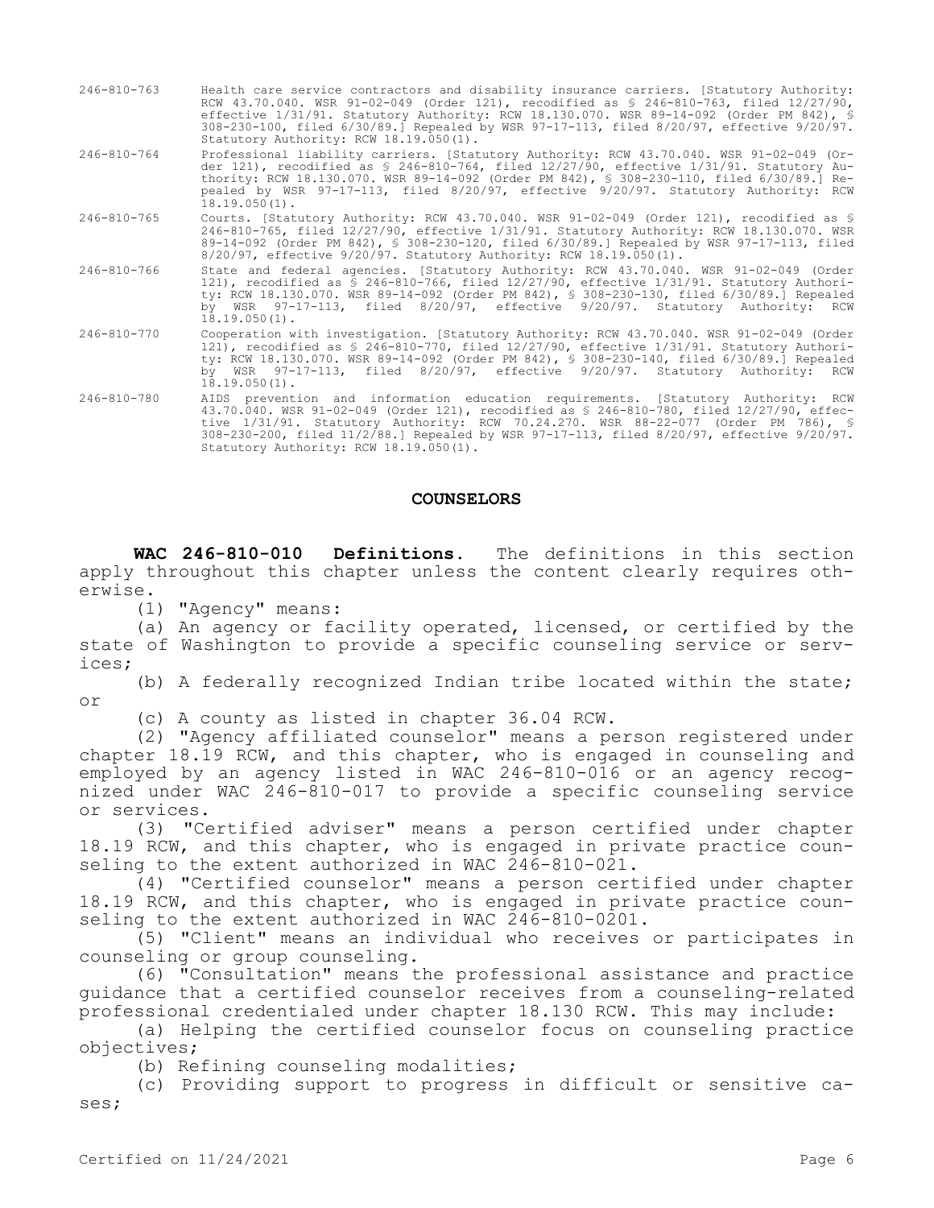246-810-763 Health care service contractors and disability insurance carriers. [Statutory Authority: RCW 43.70.040. WSR 91-02-049 (Order 121), recodified as § 246-810-763, filed 12/27/90, effective 1/31/91. Statutory Authority: RCW 18.130.070. WSR 89-14-092 (Order PM 842), § 308-230-100, filed 6/30/89.] Repealed by WSR 97-17-113, filed 8/20/97, effective 9/20/97. Statutory Authority: RCW 18.19.050(1).

246-810-764 Professional liability carriers. [Statutory Authority: RCW 43.70.040. WSR 91-02-049 (Order 121), recodified as § 246-810-764, filed 12/27/90, effective 1/31/91. Statutory Authority: RCW 18.130.070. WSR 89-14-092 (Order PM 842), § 308-230-110, filed 6/30/89.] Repealed by WSR 97-17-113, filed 8/20/97, effective 9/20/97. Statutory Authority: RCW 18.19.050(1).

246-810-765 Courts. [Statutory Authority: RCW 43.70.040. WSR 91-02-049 (Order 121), recodified as § 246-810-765, filed 12/27/90, effective 1/31/91. Statutory Authority: RCW 18.130.070. WSR 89-14-092 (Order PM 842), § 308-230-120, filed 6/30/89.] Repealed by WSR 97-17-113, filed 8/20/97, effective 9/20/97. Statutory Authority: RCW 18.19.050(1).

246-810-766 State and federal agencies. [Statutory Authority: RCW 43.70.040. WSR 91-02-049 (Order 121), recodified as § 246-810-766, filed 12/27/90, effective 1/31/91. Statutory Authority: RCW 18.130.070. WSR 89-14-092 (Order PM 842), § 308-230-130, filed 6/30/89.] Repealed by WSR 97-17-113, filed 8/20/97, effective 9/20/97. Statutory Authority: RCW 18.19.050(1).

246-810-770 Cooperation with investigation. [Statutory Authority: RCW 43.70.040. WSR 91-02-049 (Order 121), recodified as § 246-810-770, filed 12/27/90, effective 1/31/91. Statutory Authority: RCW 18.130.070. WSR 89-14-092 (Order PM 842), § 308-230-140, filed 6/30/89.] Repealed by WSR 97-17-113, filed 8/20/97, effective 9/20/97. Statutory Authority: RCW 18.19.050(1).

246-810-780 AIDS prevention and information education requirements. [Statutory Authority: RCW 43.70.040. WSR 91-02-049 (Order 121), recodified as § 246-810-780, filed 12/27/90, effective 1/31/91. Statutory Authority: RCW 70.24.270. WSR 88-22-077 (Order PM 786), § 308-230-200, filed 11/2/88.] Repealed by WSR 97-17-113, filed 8/20/97, effective 9/20/97. Statutory Authority: RCW 18.19.050(1).

## COUNSELORS

**WAC 246-810-010 Definitions.** The definitions in this section apply throughout this chapter unless the content clearly requires otherwise.

(1) "Agency" means:

(a) An agency or facility operated, licensed, or certified by the state of Washington to provide a specific counseling service or services;

(b) A federally recognized Indian tribe located within the state; or

(c) A county as listed in chapter 36.04 RCW.

(2) "Agency affiliated counselor" means a person registered under chapter 18.19 RCW, and this chapter, who is engaged in counseling and employed by an agency listed in WAC 246-810-016 or an agency recognized under WAC 246-810-017 to provide a specific counseling service or services.

(3) "Certified adviser" means a person certified under chapter 18.19 RCW, and this chapter, who is engaged in private practice counseling to the extent authorized in WAC 246-810-021.

(4) "Certified counselor" means a person certified under chapter 18.19 RCW, and this chapter, who is engaged in private practice counseling to the extent authorized in WAC 246-810-0201.

(5) "Client" means an individual who receives or participates in counseling or group counseling.

(6) "Consultation" means the professional assistance and practice guidance that a certified counselor receives from a counseling-related professional credentialed under chapter 18.130 RCW. This may include:

(a) Helping the certified counselor focus on counseling practice objectives;

(b) Refining counseling modalities;

(c) Providing support to progress in difficult or sensitive cases;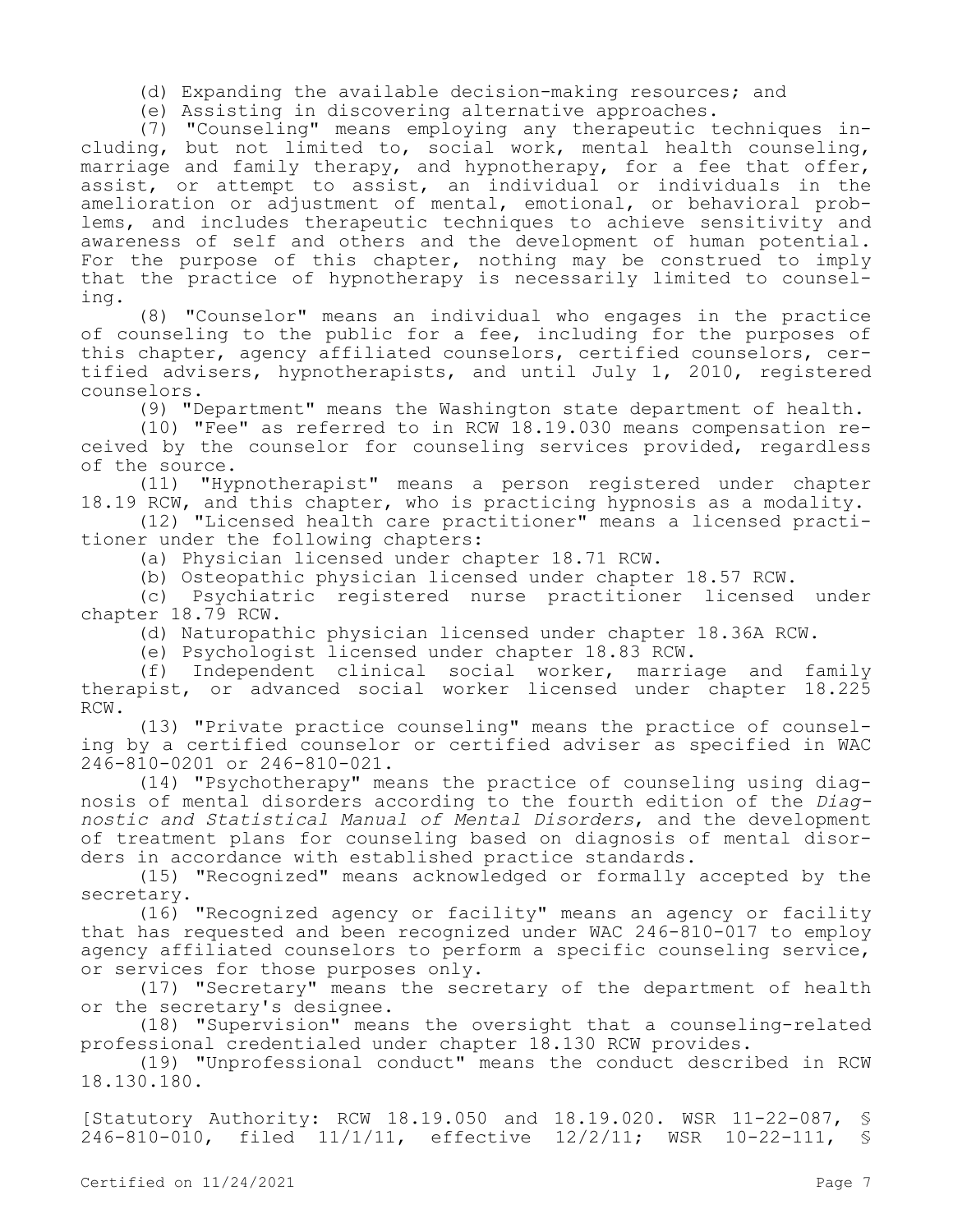(d) Expanding the available decision-making resources; and

(e) Assisting in discovering alternative approaches.

(7) "Counseling" means employing any therapeutic techniques including, but not limited to, social work, mental health counseling, marriage and family therapy, and hypnotherapy, for a fee that offer, assist, or attempt to assist, an individual or individuals in the amelioration or adjustment of mental, emotional, or behavioral problems, and includes therapeutic techniques to achieve sensitivity and awareness of self and others and the development of human potential. For the purpose of this chapter, nothing may be construed to imply that the practice of hypnotherapy is necessarily limited to counseling.

(8) "Counselor" means an individual who engages in the practice of counseling to the public for a fee, including for the purposes of this chapter, agency affiliated counselors, certified counselors, certified advisers, hypnotherapists, and until July 1, 2010, registered counselors.

(9) "Department" means the Washington state department of health.

(10) "Fee" as referred to in RCW 18.19.030 means compensation received by the counselor for counseling services provided, regardless of the source.

(11) "Hypnotherapist" means a person registered under chapter 18.19 RCW, and this chapter, who is practicing hypnosis as a modality.

(12) "Licensed health care practitioner" means a licensed practitioner under the following chapters:

(a) Physician licensed under chapter 18.71 RCW.

(b) Osteopathic physician licensed under chapter 18.57 RCW.

(c) Psychiatric registered nurse practitioner licensed under chapter 18.79 RCW.

(d) Naturopathic physician licensed under chapter 18.36A RCW.

(e) Psychologist licensed under chapter 18.83 RCW.

(f) Independent clinical social worker, marriage and family therapist, or advanced social worker licensed under chapter 18.225 RCW.

(13) "Private practice counseling" means the practice of counseling by a certified counselor or certified adviser as specified in WAC 246-810-0201 or 246-810-021.

(14) "Psychotherapy" means the practice of counseling using diagnosis of mental disorders according to the fourth edition of the *Diagnostic and Statistical Manual of Mental Disorders*, and the development of treatment plans for counseling based on diagnosis of mental disorders in accordance with established practice standards.

(15) "Recognized" means acknowledged or formally accepted by the secretary.

(16) "Recognized agency or facility" means an agency or facility that has requested and been recognized under WAC 246-810-017 to employ agency affiliated counselors to perform a specific counseling service, or services for those purposes only.

(17) "Secretary" means the secretary of the department of health or the secretary's designee.

(18) "Supervision" means the oversight that a counseling-related professional credentialed under chapter 18.130 RCW provides.

(19) "Unprofessional conduct" means the conduct described in RCW 18.130.180.

[Statutory Authority: RCW 18.19.050 and 18.19.020. WSR 11-22-087, § 246-810-010, filed 11/1/11, effective 12/2/11; WSR 10-22-111, §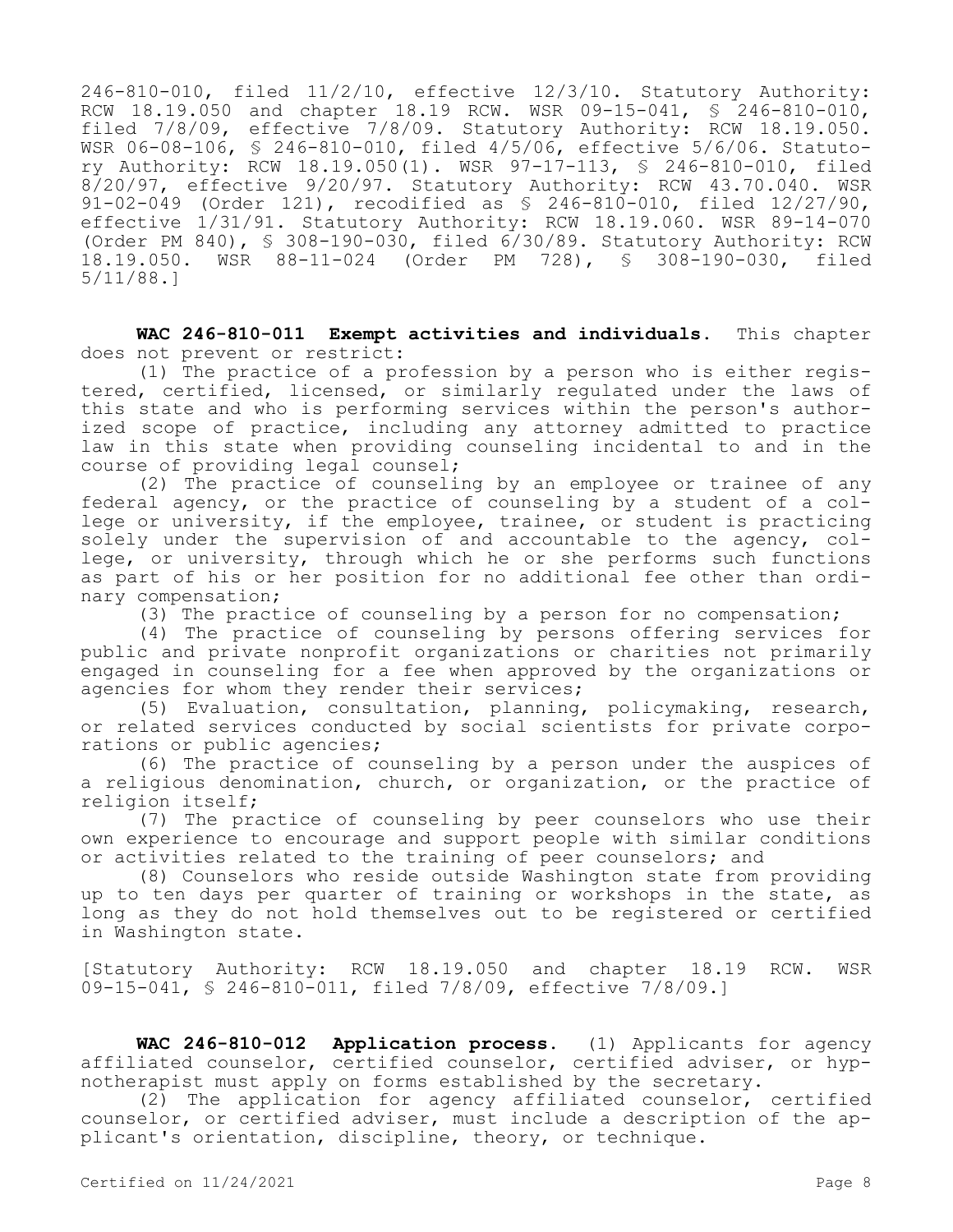246-810-010, filed 11/2/10, effective 12/3/10. Statutory Authority: RCW 18.19.050 and chapter 18.19 RCW. WSR 09-15-041, § 246-810-010, filed 7/8/09, effective 7/8/09. Statutory Authority: RCW 18.19.050. WSR 06-08-106, § 246-810-010, filed 4/5/06, effective 5/6/06. Statutory Authority: RCW 18.19.050(1). WSR 97-17-113, § 246-810-010, filed 8/20/97, effective 9/20/97. Statutory Authority: RCW 43.70.040. WSR 91-02-049 (Order 121), recodified as § 246-810-010, filed 12/27/90, effective 1/31/91. Statutory Authority: RCW 18.19.060. WSR 89-14-070 (Order PM 840), § 308-190-030, filed 6/30/89. Statutory Authority: RCW 18.19.050. WSR 88-11-024 (Order PM 728), § 308-190-030, filed 5/11/88.]

**WAC 246-810-011 Exempt activities and individuals.** This chapter does not prevent or restrict:

(1) The practice of a profession by a person who is either registered, certified, licensed, or similarly regulated under the laws of this state and who is performing services within the person's authorized scope of practice, including any attorney admitted to practice law in this state when providing counseling incidental to and in the course of providing legal counsel;

(2) The practice of counseling by an employee or trainee of any federal agency, or the practice of counseling by a student of a college or university, if the employee, trainee, or student is practicing solely under the supervision of and accountable to the agency, college, or university, through which he or she performs such functions as part of his or her position for no additional fee other than ordinary compensation;

(3) The practice of counseling by a person for no compensation;

(4) The practice of counseling by persons offering services for public and private nonprofit organizations or charities not primarily engaged in counseling for a fee when approved by the organizations or agencies for whom they render their services;

(5) Evaluation, consultation, planning, policymaking, research, or related services conducted by social scientists for private corporations or public agencies;

(6) The practice of counseling by a person under the auspices of a religious denomination, church, or organization, or the practice of religion itself;

(7) The practice of counseling by peer counselors who use their own experience to encourage and support people with similar conditions or activities related to the training of peer counselors; and

(8) Counselors who reside outside Washington state from providing up to ten days per quarter of training or workshops in the state, as long as they do not hold themselves out to be registered or certified in Washington state.

[Statutory Authority: RCW 18.19.050 and chapter 18.19 RCW. WSR 09-15-041, § 246-810-011, filed 7/8/09, effective 7/8/09.]

**WAC 246-810-012 Application process.** (1) Applicants for agency affiliated counselor, certified counselor, certified adviser, or hypnotherapist must apply on forms established by the secretary.

(2) The application for agency affiliated counselor, certified counselor, or certified adviser, must include a description of the applicant's orientation, discipline, theory, or technique.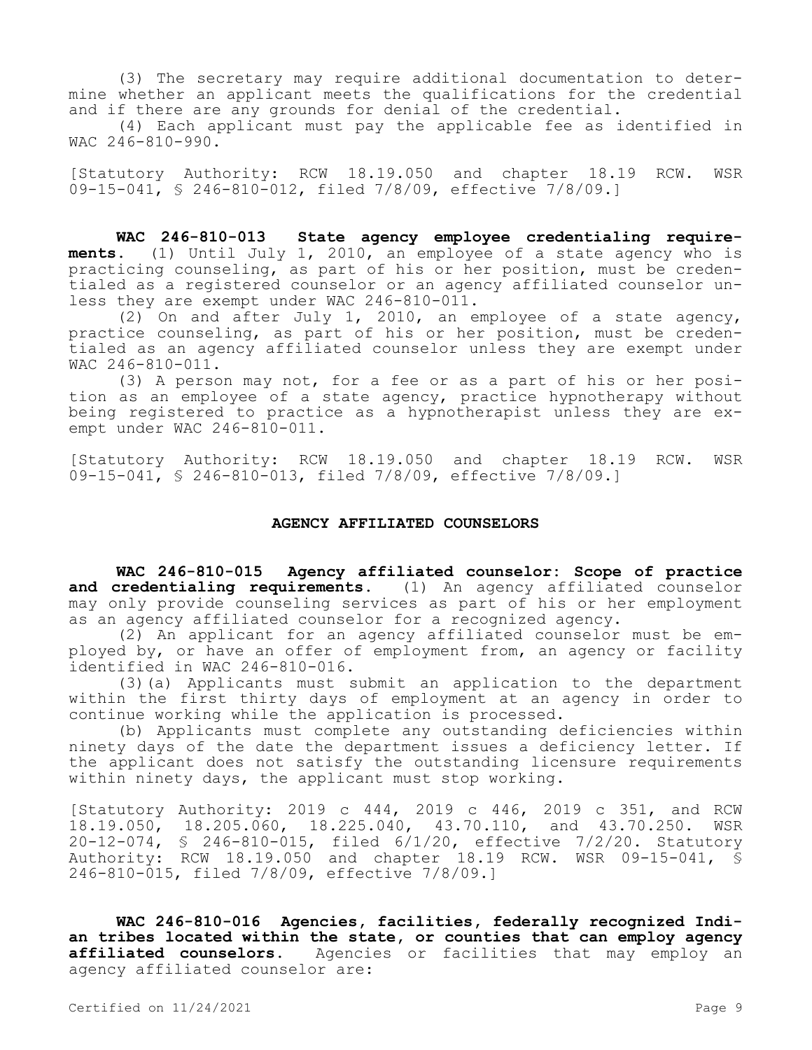(3) The secretary may require additional documentation to determine whether an applicant meets the qualifications for the credential and if there are any grounds for denial of the credential.

(4) Each applicant must pay the applicable fee as identified in WAC 246-810-990.

[Statutory Authority: RCW 18.19.050 and chapter 18.19 RCW. WSR 09-15-041, § 246-810-012, filed 7/8/09, effective 7/8/09.]

**WAC 246-810-013 State agency employee credentialing requirements.** (1) Until July 1, 2010, an employee of a state agency who is practicing counseling, as part of his or her position, must be credentialed as a registered counselor or an agency affiliated counselor unless they are exempt under WAC 246-810-011.

(2) On and after July 1, 2010, an employee of a state agency, practice counseling, as part of his or her position, must be credentialed as an agency affiliated counselor unless they are exempt under WAC 246-810-011.

(3) A person may not, for a fee or as a part of his or her position as an employee of a state agency, practice hypnotherapy without being registered to practice as a hypnotherapist unless they are exempt under WAC 246-810-011.

[Statutory Authority: RCW 18.19.050 and chapter 18.19 RCW. WSR 09-15-041, § 246-810-013, filed 7/8/09, effective 7/8/09.]

## AGENCY AFFILIATED COUNSELORS

**WAC 246-810-015 Agency affiliated counselor: Scope of practice and credentialing requirements.** (1) An agency affiliated counselor may only provide counseling services as part of his or her employment as an agency affiliated counselor for a recognized agency.

(2) An applicant for an agency affiliated counselor must be employed by, or have an offer of employment from, an agency or facility identified in WAC 246-810-016.

(3)(a) Applicants must submit an application to the department within the first thirty days of employment at an agency in order to continue working while the application is processed.

(b) Applicants must complete any outstanding deficiencies within ninety days of the date the department issues a deficiency letter. If the applicant does not satisfy the outstanding licensure requirements within ninety days, the applicant must stop working.

[Statutory Authority: 2019 c 444, 2019 c 446, 2019 c 351, and RCW 18.19.050, 18.205.060, 18.225.040, 43.70.110, and 43.70.250. WSR 20-12-074, § 246-810-015, filed 6/1/20, effective 7/2/20. Statutory Authority: RCW 18.19.050 and chapter 18.19 RCW. WSR 09-15-041, § 246-810-015, filed 7/8/09, effective 7/8/09.]

**WAC 246-810-016 Agencies, facilities, federally recognized Indian tribes located within the state, or counties that can employ agency affiliated counselors.** Agencies or facilities that may employ an agency affiliated counselor are: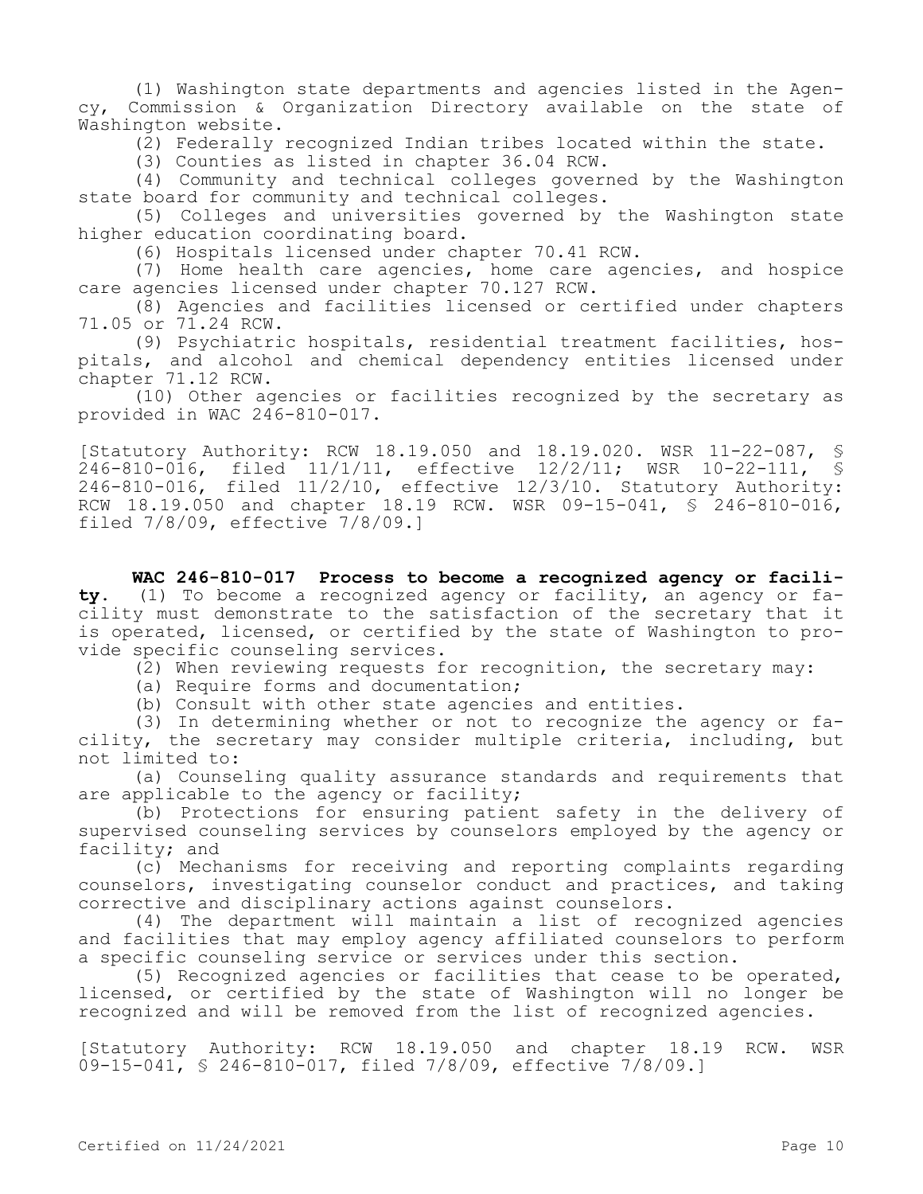(1) Washington state departments and agencies listed in the Agency, Commission & Organization Directory available on the state of Washington website.

(2) Federally recognized Indian tribes located within the state.

(3) Counties as listed in chapter 36.04 RCW.

(4) Community and technical colleges governed by the Washington state board for community and technical colleges.

(5) Colleges and universities governed by the Washington state higher education coordinating board.

(6) Hospitals licensed under chapter 70.41 RCW.

(7) Home health care agencies, home care agencies, and hospice care agencies licensed under chapter 70.127 RCW.

(8) Agencies and facilities licensed or certified under chapters 71.05 or 71.24 RCW.

(9) Psychiatric hospitals, residential treatment facilities, hospitals, and alcohol and chemical dependency entities licensed under chapter 71.12 RCW.

(10) Other agencies or facilities recognized by the secretary as provided in WAC 246-810-017.

[Statutory Authority: RCW 18.19.050 and 18.19.020. WSR 11-22-087, § 246-810-016, filed 11/1/11, effective 12/2/11; WSR 10-22-111, § 246-810-016, filed 11/2/10, effective 12/3/10. Statutory Authority: RCW 18.19.050 and chapter 18.19 RCW. WSR 09-15-041, § 246-810-016, filed 7/8/09, effective 7/8/09.]

**WAC 246-810-017 Process to become a recognized agency or facility.** (1) To become a recognized agency or facility, an agency or facility must demonstrate to the satisfaction of the secretary that it is operated, licensed, or certified by the state of Washington to provide specific counseling services.

(2) When reviewing requests for recognition, the secretary may:

(a) Require forms and documentation;

(b) Consult with other state agencies and entities.

(3) In determining whether or not to recognize the agency or facility, the secretary may consider multiple criteria, including, but not limited to:

(a) Counseling quality assurance standards and requirements that are applicable to the agency or facility;

(b) Protections for ensuring patient safety in the delivery of supervised counseling services by counselors employed by the agency or facility; and

(c) Mechanisms for receiving and reporting complaints regarding counselors, investigating counselor conduct and practices, and taking corrective and disciplinary actions against counselors.

(4) The department will maintain a list of recognized agencies and facilities that may employ agency affiliated counselors to perform a specific counseling service or services under this section.

(5) Recognized agencies or facilities that cease to be operated, licensed, or certified by the state of Washington will no longer be recognized and will be removed from the list of recognized agencies.

[Statutory Authority: RCW 18.19.050 and chapter 18.19 RCW. WSR 09-15-041, § 246-810-017, filed 7/8/09, effective 7/8/09.]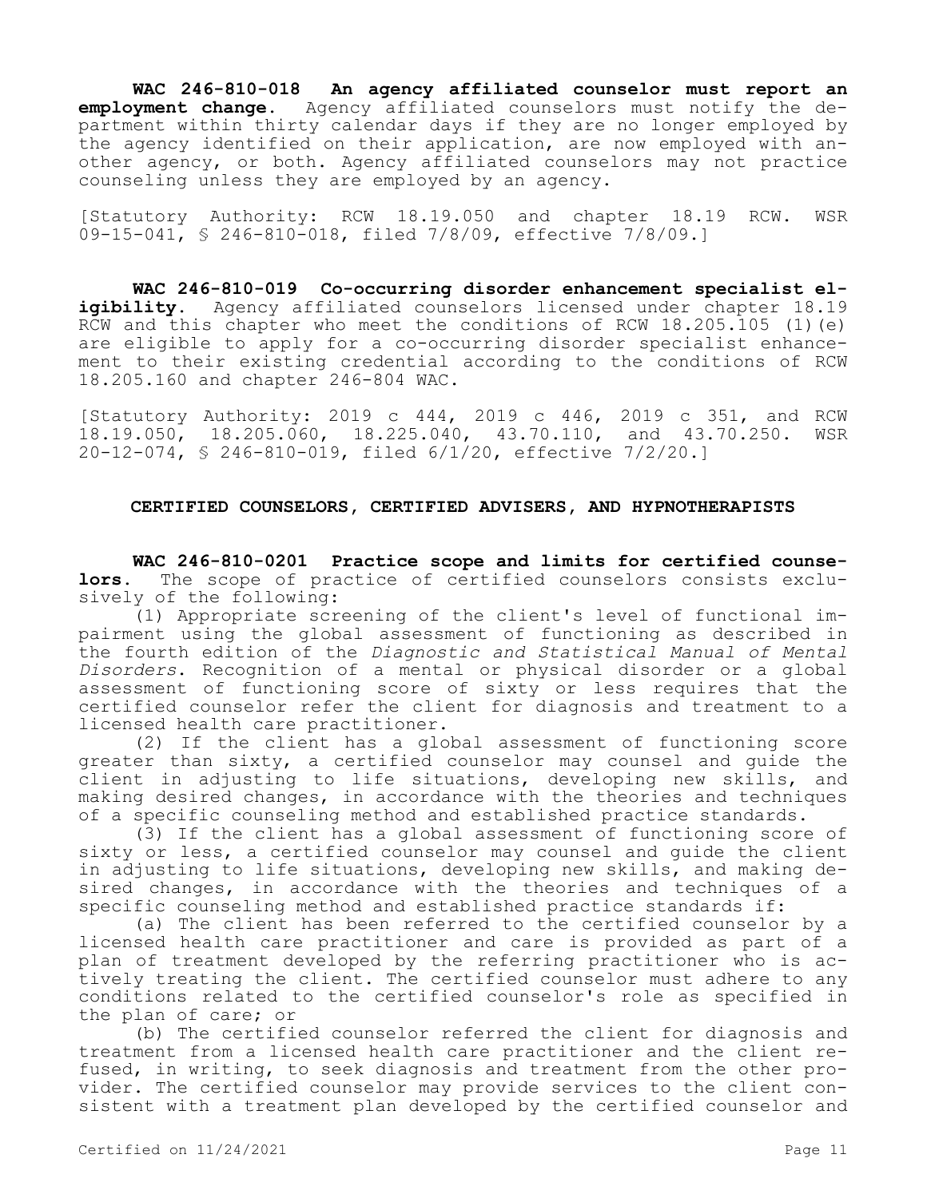**WAC 246-810-018 An agency affiliated counselor must report an employment change.** Agency affiliated counselors must notify the department within thirty calendar days if they are no longer employed by the agency identified on their application, are now employed with another agency, or both. Agency affiliated counselors may not practice counseling unless they are employed by an agency.

[Statutory Authority: RCW 18.19.050 and chapter 18.19 RCW. WSR 09-15-041, § 246-810-018, filed 7/8/09, effective 7/8/09.]

**WAC 246-810-019 Co-occurring disorder enhancement specialist eligibility.** Agency affiliated counselors licensed under chapter 18.19 RCW and this chapter who meet the conditions of RCW 18.205.105 (1)(e) are eligible to apply for a co-occurring disorder specialist enhancement to their existing credential according to the conditions of RCW 18.205.160 and chapter 246-804 WAC.

[Statutory Authority: 2019 c 444, 2019 c 446, 2019 c 351, and RCW 18.19.050, 18.205.060, 18.225.040, 43.70.110, and 43.70.250. WSR 20-12-074, § 246-810-019, filed 6/1/20, effective 7/2/20.]

## CERTIFIED COUNSELORS, CERTIFIED ADVISERS, AND HYPNOTHERAPISTS

**WAC 246-810-0201 Practice scope and limits for certified counselors.** The scope of practice of certified counselors consists exclusively of the following:

(1) Appropriate screening of the client's level of functional impairment using the global assessment of functioning as described in the fourth edition of the *Diagnostic and Statistical Manual of Mental Disorders*. Recognition of a mental or physical disorder or a global assessment of functioning score of sixty or less requires that the certified counselor refer the client for diagnosis and treatment to a licensed health care practitioner.

(2) If the client has a global assessment of functioning score greater than sixty, a certified counselor may counsel and guide the client in adjusting to life situations, developing new skills, and making desired changes, in accordance with the theories and techniques of a specific counseling method and established practice standards.

(3) If the client has a global assessment of functioning score of sixty or less, a certified counselor may counsel and guide the client in adjusting to life situations, developing new skills, and making desired changes, in accordance with the theories and techniques of a specific counseling method and established practice standards if:

(a) The client has been referred to the certified counselor by a licensed health care practitioner and care is provided as part of a plan of treatment developed by the referring practitioner who is actively treating the client. The certified counselor must adhere to any conditions related to the certified counselor's role as specified in the plan of care; or

(b) The certified counselor referred the client for diagnosis and treatment from a licensed health care practitioner and the client refused, in writing, to seek diagnosis and treatment from the other provider. The certified counselor may provide services to the client consistent with a treatment plan developed by the certified counselor and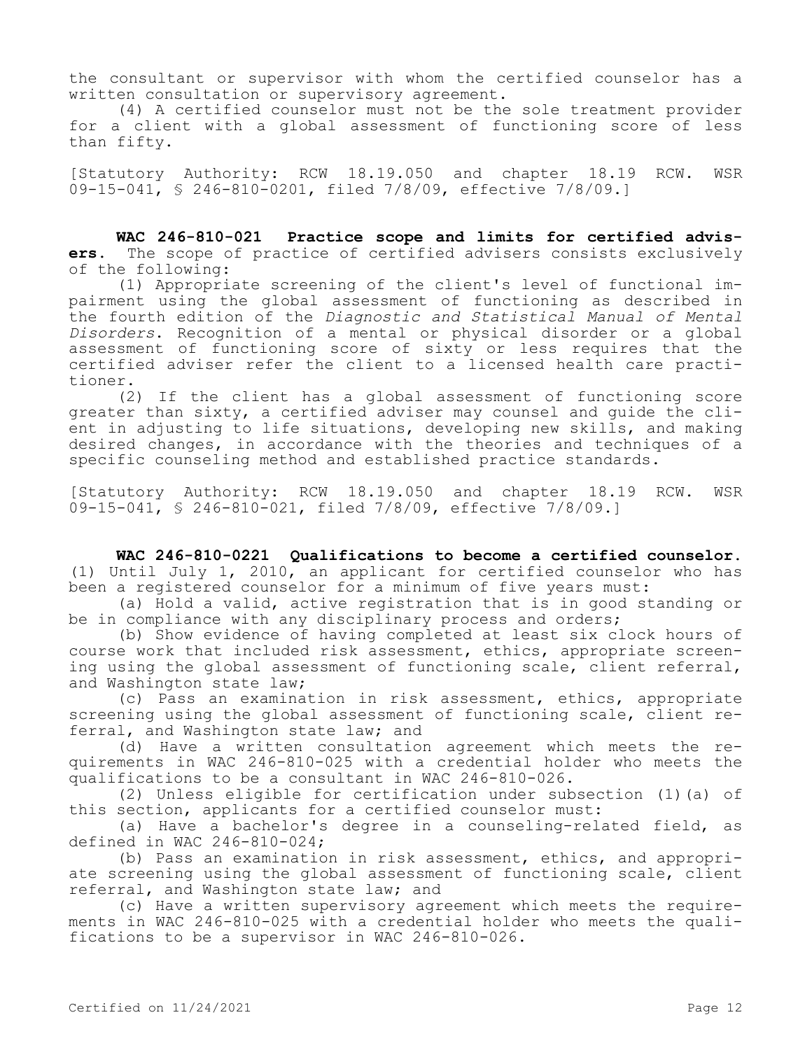the consultant or supervisor with whom the certified counselor has a written consultation or supervisory agreement.

(4) A certified counselor must not be the sole treatment provider for a client with a global assessment of functioning score of less than fifty.

[Statutory Authority: RCW 18.19.050 and chapter 18.19 RCW. WSR 09-15-041, § 246-810-0201, filed 7/8/09, effective 7/8/09.]

**WAC 246-810-021 Practice scope and limits for certified advisers.** The scope of practice of certified advisers consists exclusively of the following:

(1) Appropriate screening of the client's level of functional impairment using the global assessment of functioning as described in the fourth edition of the *Diagnostic and Statistical Manual of Mental Disorders*. Recognition of a mental or physical disorder or a global assessment of functioning score of sixty or less requires that the certified adviser refer the client to a licensed health care practitioner.

(2) If the client has a global assessment of functioning score greater than sixty, a certified adviser may counsel and guide the client in adjusting to life situations, developing new skills, and making desired changes, in accordance with the theories and techniques of a specific counseling method and established practice standards.

[Statutory Authority: RCW 18.19.050 and chapter 18.19 RCW. WSR 09-15-041, § 246-810-021, filed 7/8/09, effective 7/8/09.]

**WAC 246-810-0221 Qualifications to become a certified counselor.** (1) Until July 1, 2010, an applicant for certified counselor who has been a registered counselor for a minimum of five years must:

(a) Hold a valid, active registration that is in good standing or be in compliance with any disciplinary process and orders;

(b) Show evidence of having completed at least six clock hours of course work that included risk assessment, ethics, appropriate screening using the global assessment of functioning scale, client referral, and Washington state law;

(c) Pass an examination in risk assessment, ethics, appropriate screening using the global assessment of functioning scale, client referral, and Washington state law; and

(d) Have a written consultation agreement which meets the requirements in WAC 246-810-025 with a credential holder who meets the qualifications to be a consultant in WAC 246-810-026.

(2) Unless eligible for certification under subsection (1)(a) of this section, applicants for a certified counselor must:

(a) Have a bachelor's degree in a counseling-related field, as defined in WAC 246-810-024;

(b) Pass an examination in risk assessment, ethics, and appropriate screening using the global assessment of functioning scale, client referral, and Washington state law; and

(c) Have a written supervisory agreement which meets the requirements in WAC 246-810-025 with a credential holder who meets the qualifications to be a supervisor in WAC 246-810-026.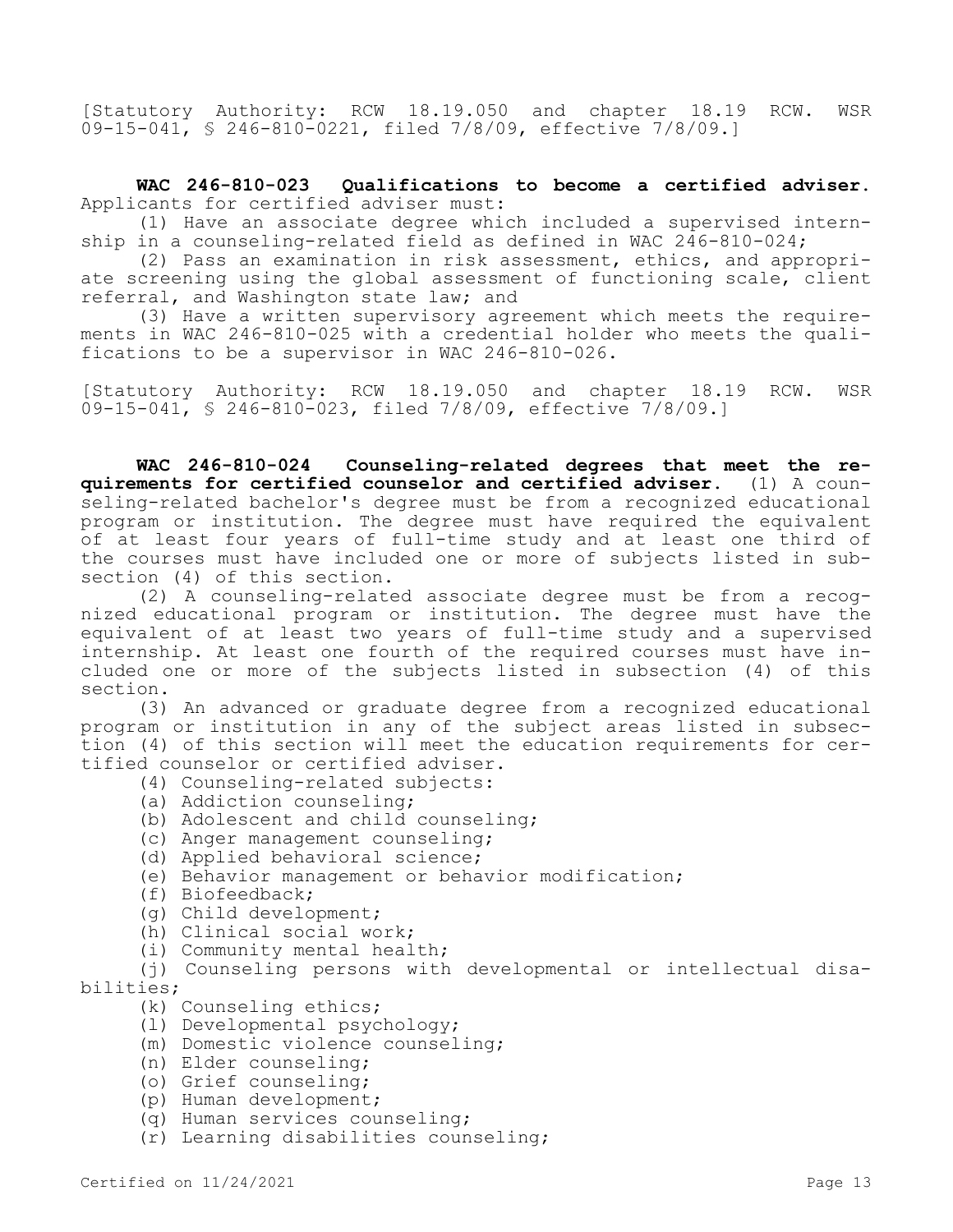[Statutory Authority: RCW 18.19.050 and chapter 18.19 RCW. WSR 09-15-041, § 246-810-0221, filed 7/8/09, effective 7/8/09.]

**WAC 246-810-023 Qualifications to become a certified adviser.** Applicants for certified adviser must:

(1) Have an associate degree which included a supervised internship in a counseling-related field as defined in WAC 246-810-024;

(2) Pass an examination in risk assessment, ethics, and appropriate screening using the global assessment of functioning scale, client referral, and Washington state law; and

(3) Have a written supervisory agreement which meets the requirements in WAC 246-810-025 with a credential holder who meets the qualifications to be a supervisor in WAC 246-810-026.

[Statutory Authority: RCW 18.19.050 and chapter 18.19 RCW. WSR 09-15-041, § 246-810-023, filed 7/8/09, effective 7/8/09.]

**WAC 246-810-024 Counseling-related degrees that meet the requirements for certified counselor and certified adviser.** (1) A counseling-related bachelor's degree must be from a recognized educational program or institution. The degree must have required the equivalent of at least four years of full-time study and at least one third of the courses must have included one or more of subjects listed in subsection (4) of this section.

(2) A counseling-related associate degree must be from a recognized educational program or institution. The degree must have the equivalent of at least two years of full-time study and a supervised internship. At least one fourth of the required courses must have included one or more of the subjects listed in subsection (4) of this section.

(3) An advanced or graduate degree from a recognized educational program or institution in any of the subject areas listed in subsection (4) of this section will meet the education requirements for certified counselor or certified adviser.

(4) Counseling-related subjects:

(a) Addiction counseling;

(b) Adolescent and child counseling;

(c) Anger management counseling;

(d) Applied behavioral science;

(e) Behavior management or behavior modification;

(f) Biofeedback;

(g) Child development;

(h) Clinical social work;

(i) Community mental health;

(j) Counseling persons with developmental or intellectual disabilities;

(k) Counseling ethics;

(l) Developmental psychology;

(m) Domestic violence counseling;

(n) Elder counseling;

(o) Grief counseling;

(p) Human development;

(q) Human services counseling;

(r) Learning disabilities counseling;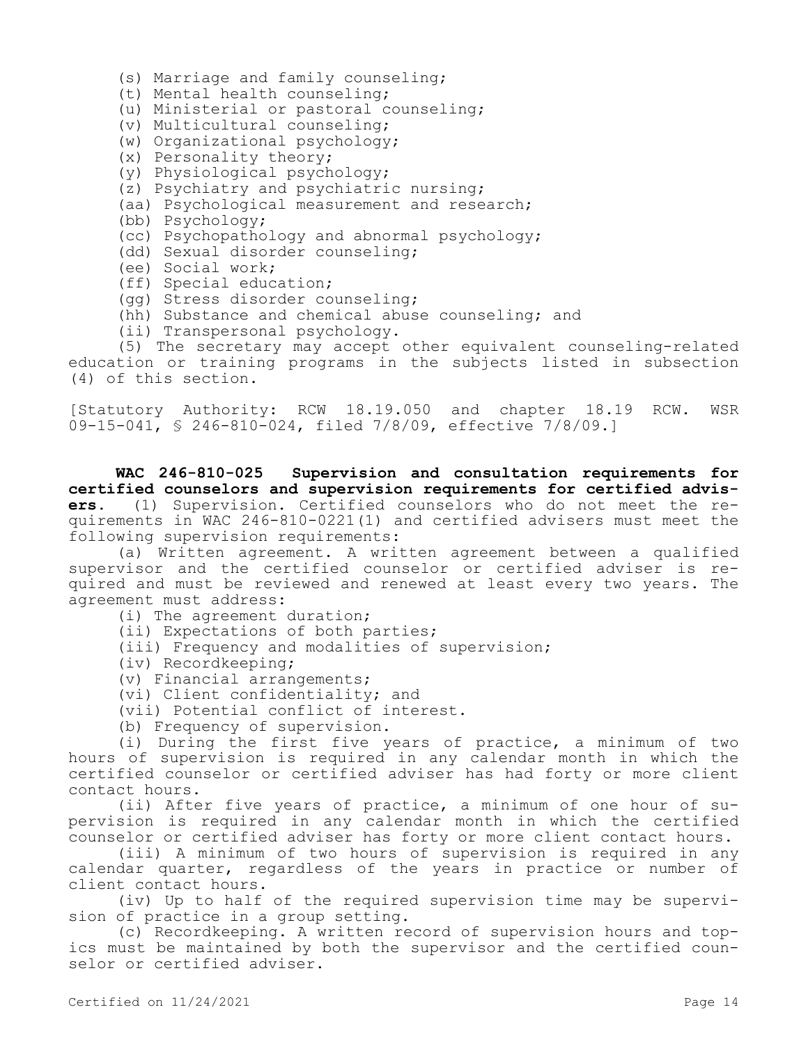(s) Marriage and family counseling;

(t) Mental health counseling;

(u) Ministerial or pastoral counseling;

(v) Multicultural counseling;

(w) Organizational psychology;

(x) Personality theory;

(y) Physiological psychology;

(z) Psychiatry and psychiatric nursing;

(aa) Psychological measurement and research;

(bb) Psychology;

(cc) Psychopathology and abnormal psychology;

(dd) Sexual disorder counseling;

(ee) Social work;

(ff) Special education;

(gg) Stress disorder counseling;

(hh) Substance and chemical abuse counseling; and

(ii) Transpersonal psychology.

(5) The secretary may accept other equivalent counseling-related education or training programs in the subjects listed in subsection (4) of this section.

[Statutory Authority: RCW 18.19.050 and chapter 18.19 RCW. WSR 09-15-041, § 246-810-024, filed 7/8/09, effective 7/8/09.]

**WAC 246-810-025 Supervision and consultation requirements for certified counselors and supervision requirements for certified advisers.** (1) Supervision. Certified counselors who do not meet the requirements in WAC 246-810-0221(1) and certified advisers must meet the following supervision requirements:

(a) Written agreement. A written agreement between a qualified supervisor and the certified counselor or certified adviser is required and must be reviewed and renewed at least every two years. The agreement must address:

(i) The agreement duration;

(ii) Expectations of both parties;

(iii) Frequency and modalities of supervision;

(iv) Recordkeeping;

(v) Financial arrangements;

(vi) Client confidentiality; and

(vii) Potential conflict of interest.

(b) Frequency of supervision.

(i) During the first five years of practice, a minimum of two hours of supervision is required in any calendar month in which the certified counselor or certified adviser has had forty or more client contact hours.

(ii) After five years of practice, a minimum of one hour of supervision is required in any calendar month in which the certified counselor or certified adviser has forty or more client contact hours.

(iii) A minimum of two hours of supervision is required in any calendar quarter, regardless of the years in practice or number of client contact hours.

(iv) Up to half of the required supervision time may be supervision of practice in a group setting.

(c) Recordkeeping. A written record of supervision hours and topics must be maintained by both the supervisor and the certified counselor or certified adviser.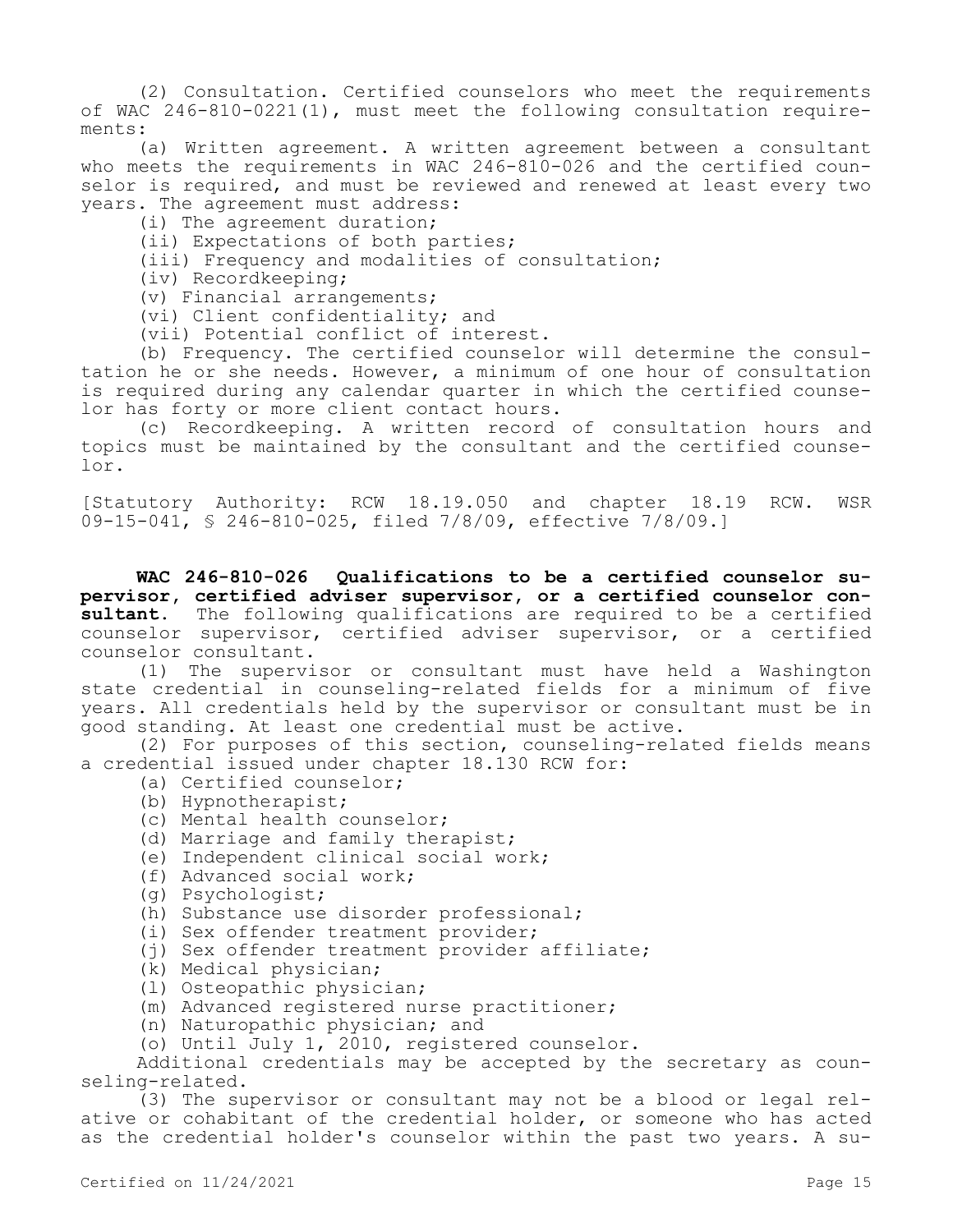(2) Consultation. Certified counselors who meet the requirements of WAC 246-810-0221(1), must meet the following consultation requirements:

(a) Written agreement. A written agreement between a consultant who meets the requirements in WAC 246-810-026 and the certified counselor is required, and must be reviewed and renewed at least every two years. The agreement must address:

(i) The agreement duration;

(ii) Expectations of both parties;

(iii) Frequency and modalities of consultation;

(iv) Recordkeeping;

(v) Financial arrangements;

(vi) Client confidentiality; and

(vii) Potential conflict of interest.

(b) Frequency. The certified counselor will determine the consultation he or she needs. However, a minimum of one hour of consultation is required during any calendar quarter in which the certified counselor has forty or more client contact hours.

(c) Recordkeeping. A written record of consultation hours and topics must be maintained by the consultant and the certified counselor.

[Statutory Authority: RCW 18.19.050 and chapter 18.19 RCW. WSR 09-15-041, § 246-810-025, filed 7/8/09, effective 7/8/09.]

**WAC 246-810-026 Qualifications to be a certified counselor supervisor, certified adviser supervisor, or a certified counselor consultant.** The following qualifications are required to be a certified counselor supervisor, certified adviser supervisor, or a certified counselor consultant.

(1) The supervisor or consultant must have held a Washington state credential in counseling-related fields for a minimum of five years. All credentials held by the supervisor or consultant must be in good standing. At least one credential must be active.

(2) For purposes of this section, counseling-related fields means a credential issued under chapter 18.130 RCW for:

(a) Certified counselor;

(b) Hypnotherapist;

(c) Mental health counselor;

(d) Marriage and family therapist;

(e) Independent clinical social work;

(f) Advanced social work;

(g) Psychologist;

(h) Substance use disorder professional;

(i) Sex offender treatment provider;

(j) Sex offender treatment provider affiliate;

(k) Medical physician;

(l) Osteopathic physician;

(m) Advanced registered nurse practitioner;

(n) Naturopathic physician; and

(o) Until July 1, 2010, registered counselor.

Additional credentials may be accepted by the secretary as counseling-related.

(3) The supervisor or consultant may not be a blood or legal relative or cohabitant of the credential holder, or someone who has acted as the credential holder's counselor within the past two years. A su-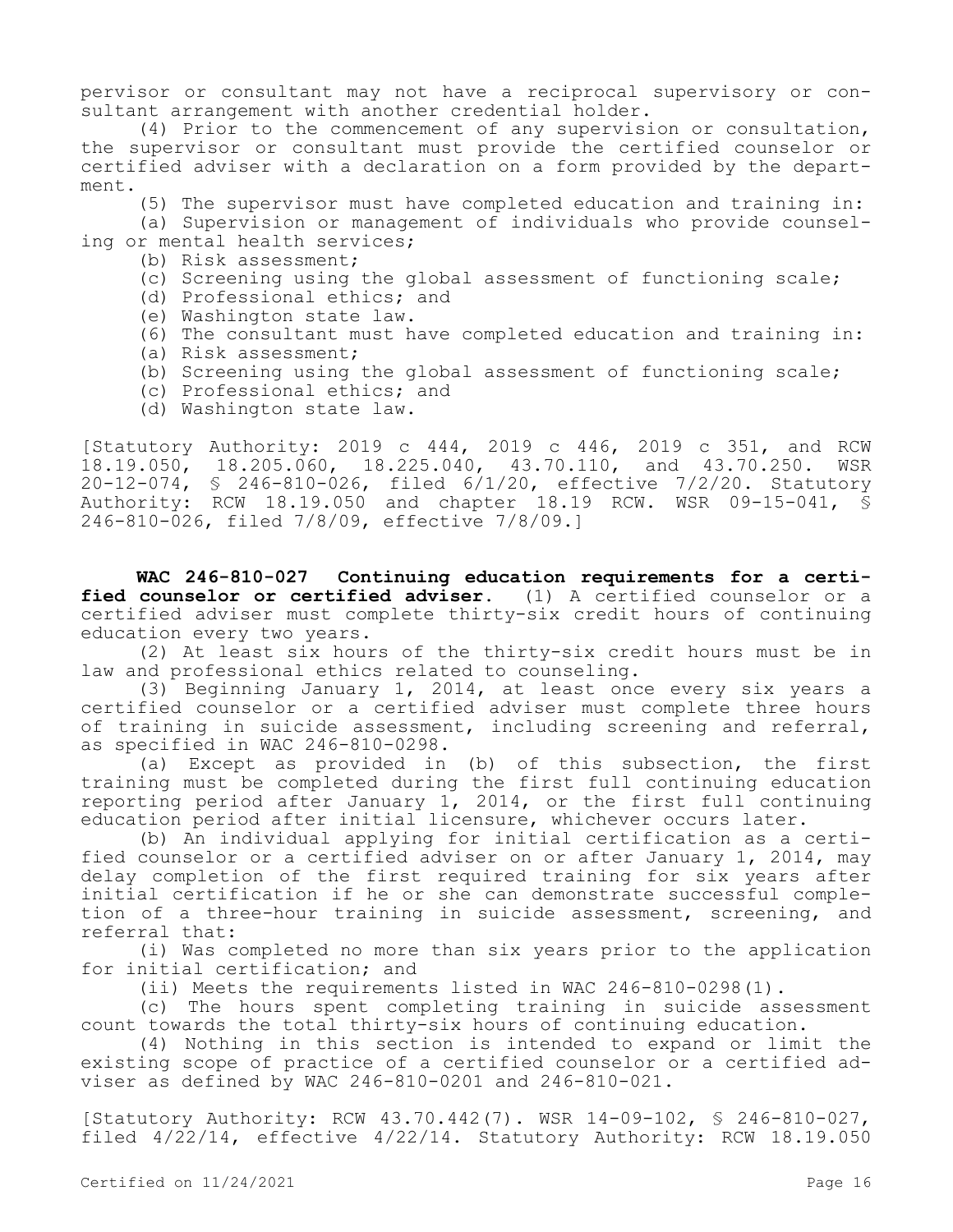pervisor or consultant may not have a reciprocal supervisory or consultant arrangement with another credential holder.

(4) Prior to the commencement of any supervision or consultation, the supervisor or consultant must provide the certified counselor or certified adviser with a declaration on a form provided by the department.

(5) The supervisor must have completed education and training in:

(a) Supervision or management of individuals who provide counseling or mental health services;

(b) Risk assessment;

(c) Screening using the global assessment of functioning scale;

(d) Professional ethics; and

(e) Washington state law.

(6) The consultant must have completed education and training in:

(a) Risk assessment;

(b) Screening using the global assessment of functioning scale;

(c) Professional ethics; and

(d) Washington state law.

[Statutory Authority: 2019 c 444, 2019 c 446, 2019 c 351, and RCW 18.19.050, 18.205.060, 18.225.040, 43.70.110, and 43.70.250. WSR 20-12-074, § 246-810-026, filed 6/1/20, effective 7/2/20. Statutory Authority: RCW 18.19.050 and chapter 18.19 RCW. WSR 09-15-041, § 246-810-026, filed 7/8/09, effective 7/8/09.]

**WAC 246-810-027 Continuing education requirements for a certified counselor or certified adviser.** (1) A certified counselor or a certified adviser must complete thirty-six credit hours of continuing education every two years.

(2) At least six hours of the thirty-six credit hours must be in law and professional ethics related to counseling.

(3) Beginning January 1, 2014, at least once every six years a certified counselor or a certified adviser must complete three hours of training in suicide assessment, including screening and referral, as specified in WAC 246-810-0298.

(a) Except as provided in (b) of this subsection, the first training must be completed during the first full continuing education reporting period after January 1, 2014, or the first full continuing education period after initial licensure, whichever occurs later.

(b) An individual applying for initial certification as a certified counselor or a certified adviser on or after January 1, 2014, may delay completion of the first required training for six years after initial certification if he or she can demonstrate successful completion of a three-hour training in suicide assessment, screening, and referral that:

(i) Was completed no more than six years prior to the application for initial certification; and

(ii) Meets the requirements listed in WAC 246-810-0298(1).

(c) The hours spent completing training in suicide assessment count towards the total thirty-six hours of continuing education.

(4) Nothing in this section is intended to expand or limit the existing scope of practice of a certified counselor or a certified adviser as defined by WAC 246-810-0201 and 246-810-021.

[Statutory Authority: RCW 43.70.442(7). WSR 14-09-102, § 246-810-027, filed 4/22/14, effective 4/22/14. Statutory Authority: RCW 18.19.050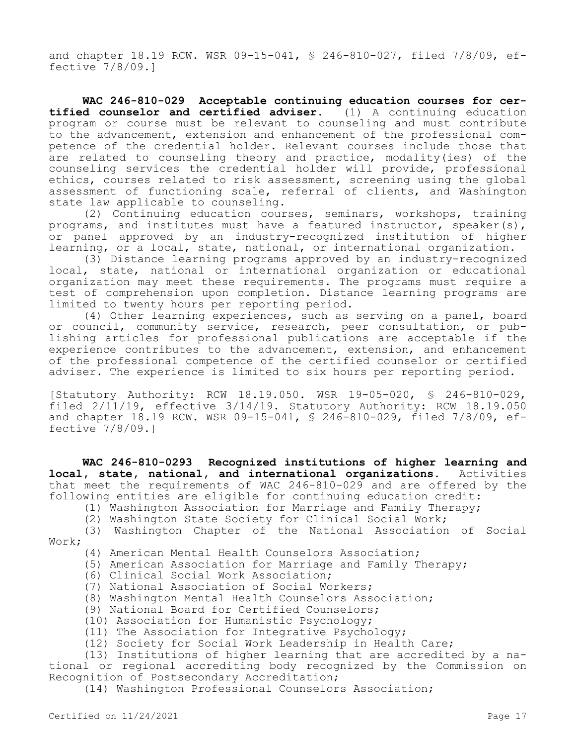and chapter 18.19 RCW. WSR 09-15-041, § 246-810-027, filed 7/8/09, effective 7/8/09.]

**WAC 246-810-029 Acceptable continuing education courses for certified counselor and certified adviser.** (1) A continuing education program or course must be relevant to counseling and must contribute to the advancement, extension and enhancement of the professional competence of the credential holder. Relevant courses include those that are related to counseling theory and practice, modality(ies) of the counseling services the credential holder will provide, professional ethics, courses related to risk assessment, screening using the global assessment of functioning scale, referral of clients, and Washington state law applicable to counseling.

(2) Continuing education courses, seminars, workshops, training programs, and institutes must have a featured instructor, speaker(s), or panel approved by an industry-recognized institution of higher learning, or a local, state, national, or international organization.

(3) Distance learning programs approved by an industry-recognized local, state, national or international organization or educational organization may meet these requirements. The programs must require a test of comprehension upon completion. Distance learning programs are limited to twenty hours per reporting period.

(4) Other learning experiences, such as serving on a panel, board or council, community service, research, peer consultation, or publishing articles for professional publications are acceptable if the experience contributes to the advancement, extension, and enhancement of the professional competence of the certified counselor or certified adviser. The experience is limited to six hours per reporting period.

[Statutory Authority: RCW 18.19.050. WSR 19-05-020, § 246-810-029, filed 2/11/19, effective 3/14/19. Statutory Authority: RCW 18.19.050 and chapter 18.19 RCW. WSR 09-15-041, § 246-810-029, filed 7/8/09, effective 7/8/09.]

**WAC 246-810-0293 Recognized institutions of higher learning and local, state, national, and international organizations.** Activities that meet the requirements of WAC 246-810-029 and are offered by the following entities are eligible for continuing education credit:

(1) Washington Association for Marriage and Family Therapy;

(2) Washington State Society for Clinical Social Work;

(3) Washington Chapter of the National Association of Social Work;

(4) American Mental Health Counselors Association;

(5) American Association for Marriage and Family Therapy;

(6) Clinical Social Work Association;

(7) National Association of Social Workers;

(8) Washington Mental Health Counselors Association;

(9) National Board for Certified Counselors;

(10) Association for Humanistic Psychology;

(11) The Association for Integrative Psychology;

(12) Society for Social Work Leadership in Health Care;

(13) Institutions of higher learning that are accredited by a national or regional accrediting body recognized by the Commission on Recognition of Postsecondary Accreditation;

(14) Washington Professional Counselors Association;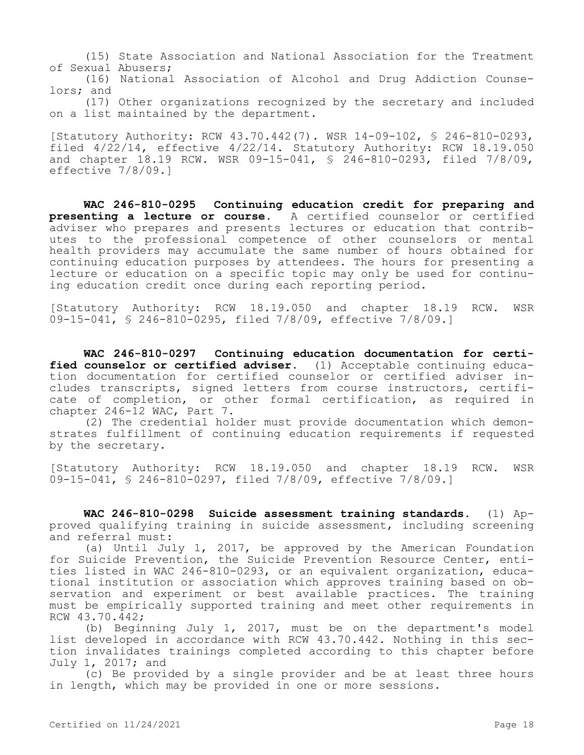(15) State Association and National Association for the Treatment of Sexual Abusers;

(16) National Association of Alcohol and Drug Addiction Counselors; and

(17) Other organizations recognized by the secretary and included on a list maintained by the department.

[Statutory Authority: RCW 43.70.442(7). WSR 14-09-102, § 246-810-0293, filed 4/22/14, effective 4/22/14. Statutory Authority: RCW 18.19.050 and chapter 18.19 RCW. WSR 09-15-041, § 246-810-0293, filed 7/8/09, effective 7/8/09.]

**WAC 246-810-0295 Continuing education credit for preparing and presenting a lecture or course.** A certified counselor or certified adviser who prepares and presents lectures or education that contributes to the professional competence of other counselors or mental health providers may accumulate the same number of hours obtained for continuing education purposes by attendees. The hours for presenting a lecture or education on a specific topic may only be used for continuing education credit once during each reporting period.

[Statutory Authority: RCW 18.19.050 and chapter 18.19 RCW. WSR 09-15-041, § 246-810-0295, filed 7/8/09, effective 7/8/09.]

**WAC 246-810-0297 Continuing education documentation for certified counselor or certified adviser.** (1) Acceptable continuing education documentation for certified counselor or certified adviser includes transcripts, signed letters from course instructors, certificate of completion, or other formal certification, as required in chapter 246-12 WAC, Part 7.

(2) The credential holder must provide documentation which demonstrates fulfillment of continuing education requirements if requested by the secretary.

[Statutory Authority: RCW 18.19.050 and chapter 18.19 RCW. WSR 09-15-041, § 246-810-0297, filed 7/8/09, effective 7/8/09.]

**WAC 246-810-0298 Suicide assessment training standards.** (1) Approved qualifying training in suicide assessment, including screening and referral must:

(a) Until July 1, 2017, be approved by the American Foundation for Suicide Prevention, the Suicide Prevention Resource Center, entities listed in WAC 246-810-0293, or an equivalent organization, educational institution or association which approves training based on observation and experiment or best available practices. The training must be empirically supported training and meet other requirements in RCW 43.70.442;

(b) Beginning July 1, 2017, must be on the department's model list developed in accordance with RCW 43.70.442. Nothing in this section invalidates trainings completed according to this chapter before July 1, 2017; and

(c) Be provided by a single provider and be at least three hours in length, which may be provided in one or more sessions.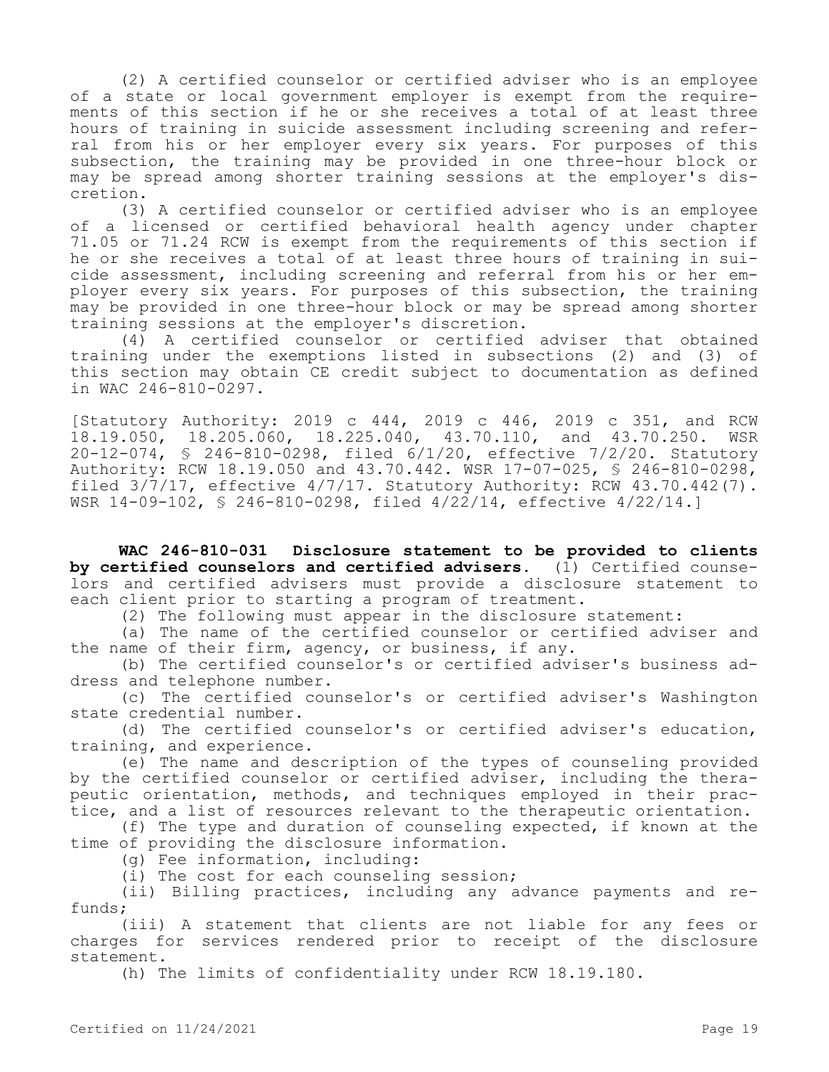(2) A certified counselor or certified adviser who is an employee of a state or local government employer is exempt from the requirements of this section if he or she receives a total of at least three hours of training in suicide assessment including screening and referral from his or her employer every six years. For purposes of this subsection, the training may be provided in one three-hour block or may be spread among shorter training sessions at the employer's discretion.

(3) A certified counselor or certified adviser who is an employee of a licensed or certified behavioral health agency under chapter 71.05 or 71.24 RCW is exempt from the requirements of this section if he or she receives a total of at least three hours of training in suicide assessment, including screening and referral from his or her employer every six years. For purposes of this subsection, the training may be provided in one three-hour block or may be spread among shorter training sessions at the employer's discretion.

(4) A certified counselor or certified adviser that obtained training under the exemptions listed in subsections (2) and (3) of this section may obtain CE credit subject to documentation as defined in WAC 246-810-0297.

[Statutory Authority: 2019 c 444, 2019 c 446, 2019 c 351, and RCW 18.19.050, 18.205.060, 18.225.040, 43.70.110, and 43.70.250. WSR 20-12-074, § 246-810-0298, filed 6/1/20, effective 7/2/20. Statutory Authority: RCW 18.19.050 and 43.70.442. WSR 17-07-025, § 246-810-0298, filed 3/7/17, effective 4/7/17. Statutory Authority: RCW 43.70.442(7). WSR 14-09-102, § 246-810-0298, filed 4/22/14, effective 4/22/14.]

**WAC 246-810-031 Disclosure statement to be provided to clients by certified counselors and certified advisers.** (1) Certified counselors and certified advisers must provide a disclosure statement to each client prior to starting a program of treatment.

(2) The following must appear in the disclosure statement:

(a) The name of the certified counselor or certified adviser and the name of their firm, agency, or business, if any.

(b) The certified counselor's or certified adviser's business address and telephone number.

(c) The certified counselor's or certified adviser's Washington state credential number.

(d) The certified counselor's or certified adviser's education, training, and experience.

(e) The name and description of the types of counseling provided by the certified counselor or certified adviser, including the therapeutic orientation, methods, and techniques employed in their practice, and a list of resources relevant to the therapeutic orientation.

(f) The type and duration of counseling expected, if known at the time of providing the disclosure information.

(g) Fee information, including:

(i) The cost for each counseling session;

(ii) Billing practices, including any advance payments and refunds;

(iii) A statement that clients are not liable for any fees or charges for services rendered prior to receipt of the disclosure statement.

(h) The limits of confidentiality under RCW 18.19.180.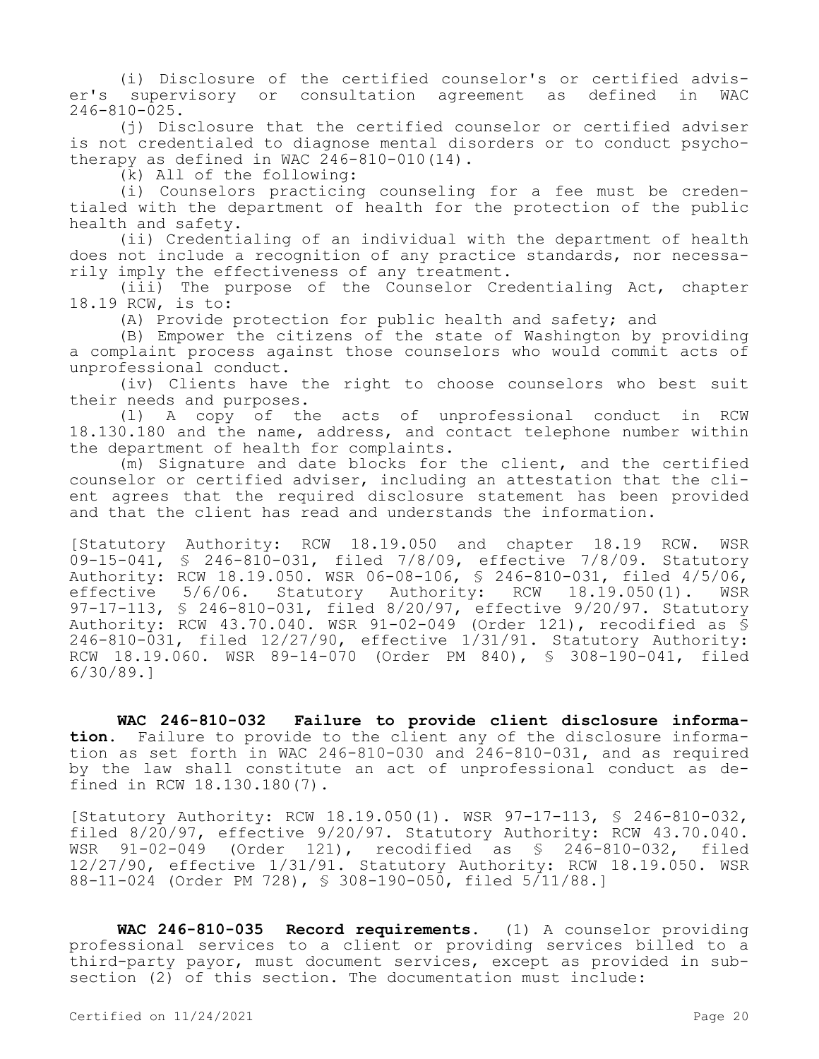(i) Disclosure of the certified counselor's or certified adviser's supervisory or consultation agreement as defined in WAC 246-810-025.

(j) Disclosure that the certified counselor or certified adviser is not credentialed to diagnose mental disorders or to conduct psychotherapy as defined in WAC 246-810-010(14).

(k) All of the following:

(i) Counselors practicing counseling for a fee must be credentialed with the department of health for the protection of the public health and safety.

(ii) Credentialing of an individual with the department of health does not include a recognition of any practice standards, nor necessarily imply the effectiveness of any treatment.

(iii) The purpose of the Counselor Credentialing Act, chapter 18.19 RCW, is to:

(A) Provide protection for public health and safety; and

(B) Empower the citizens of the state of Washington by providing a complaint process against those counselors who would commit acts of unprofessional conduct.

(iv) Clients have the right to choose counselors who best suit their needs and purposes.

(l) A copy of the acts of unprofessional conduct in RCW 18.130.180 and the name, address, and contact telephone number within the department of health for complaints.

(m) Signature and date blocks for the client, and the certified counselor or certified adviser, including an attestation that the client agrees that the required disclosure statement has been provided and that the client has read and understands the information.

[Statutory Authority: RCW 18.19.050 and chapter 18.19 RCW. WSR 09-15-041, § 246-810-031, filed 7/8/09, effective 7/8/09. Statutory Authority: RCW 18.19.050. WSR 06-08-106, § 246-810-031, filed 4/5/06, effective 5/6/06. Statutory Authority: RCW 18.19.050(1). WSR 97-17-113, § 246-810-031, filed 8/20/97, effective 9/20/97. Statutory Authority: RCW 43.70.040. WSR 91-02-049 (Order 121), recodified as § 246-810-031, filed 12/27/90, effective 1/31/91. Statutory Authority: RCW 18.19.060. WSR 89-14-070 (Order PM 840), § 308-190-041, filed 6/30/89.]

**WAC 246-810-032 Failure to provide client disclosure information.** Failure to provide to the client any of the disclosure information as set forth in WAC 246-810-030 and 246-810-031, and as required by the law shall constitute an act of unprofessional conduct as defined in RCW 18.130.180(7).

[Statutory Authority: RCW 18.19.050(1). WSR 97-17-113, § 246-810-032, filed 8/20/97, effective 9/20/97. Statutory Authority: RCW 43.70.040. WSR 91-02-049 (Order 121), recodified as § 246-810-032, filed 12/27/90, effective 1/31/91. Statutory Authority: RCW 18.19.050. WSR 88-11-024 (Order PM 728), § 308-190-050, filed 5/11/88.]

**WAC 246-810-035 Record requirements.** (1) A counselor providing professional services to a client or providing services billed to a third-party payor, must document services, except as provided in subsection (2) of this section. The documentation must include: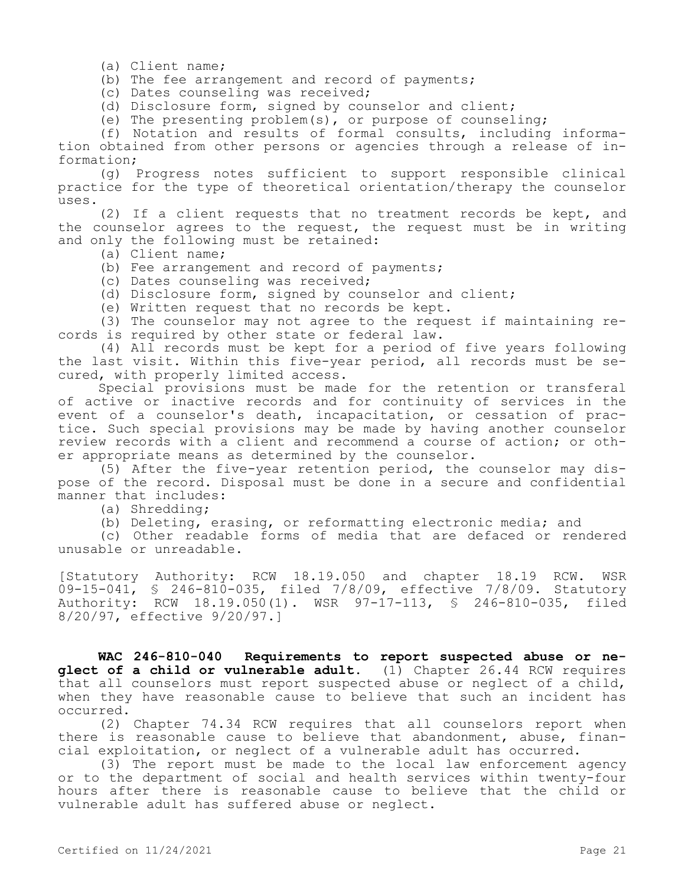(a) Client name;

(b) The fee arrangement and record of payments;

(c) Dates counseling was received;

(d) Disclosure form, signed by counselor and client;

(e) The presenting problem(s), or purpose of counseling;

(f) Notation and results of formal consults, including information obtained from other persons or agencies through a release of information;

(g) Progress notes sufficient to support responsible clinical practice for the type of theoretical orientation/therapy the counselor uses.

(2) If a client requests that no treatment records be kept, and the counselor agrees to the request, the request must be in writing and only the following must be retained:

(a) Client name;

(b) Fee arrangement and record of payments;

(c) Dates counseling was received;

(d) Disclosure form, signed by counselor and client;

(e) Written request that no records be kept.

(3) The counselor may not agree to the request if maintaining records is required by other state or federal law.

(4) All records must be kept for a period of five years following the last visit. Within this five-year period, all records must be secured, with properly limited access.

Special provisions must be made for the retention or transferal of active or inactive records and for continuity of services in the event of a counselor's death, incapacitation, or cessation of practice. Such special provisions may be made by having another counselor review records with a client and recommend a course of action; or other appropriate means as determined by the counselor.

(5) After the five-year retention period, the counselor may dispose of the record. Disposal must be done in a secure and confidential manner that includes:

(a) Shredding;

(b) Deleting, erasing, or reformatting electronic media; and

(c) Other readable forms of media that are defaced or rendered unusable or unreadable.

[Statutory Authority: RCW 18.19.050 and chapter 18.19 RCW. WSR 09-15-041, § 246-810-035, filed 7/8/09, effective 7/8/09. Statutory Authority: RCW 18.19.050(1). WSR 97-17-113, § 246-810-035, filed 8/20/97, effective 9/20/97.]

**WAC 246-810-040 Requirements to report suspected abuse or neglect of a child or vulnerable adult.** (1) Chapter 26.44 RCW requires that all counselors must report suspected abuse or neglect of a child, when they have reasonable cause to believe that such an incident has occurred.

(2) Chapter 74.34 RCW requires that all counselors report when there is reasonable cause to believe that abandonment, abuse, financial exploitation, or neglect of a vulnerable adult has occurred.

(3) The report must be made to the local law enforcement agency or to the department of social and health services within twenty-four hours after there is reasonable cause to believe that the child or vulnerable adult has suffered abuse or neglect.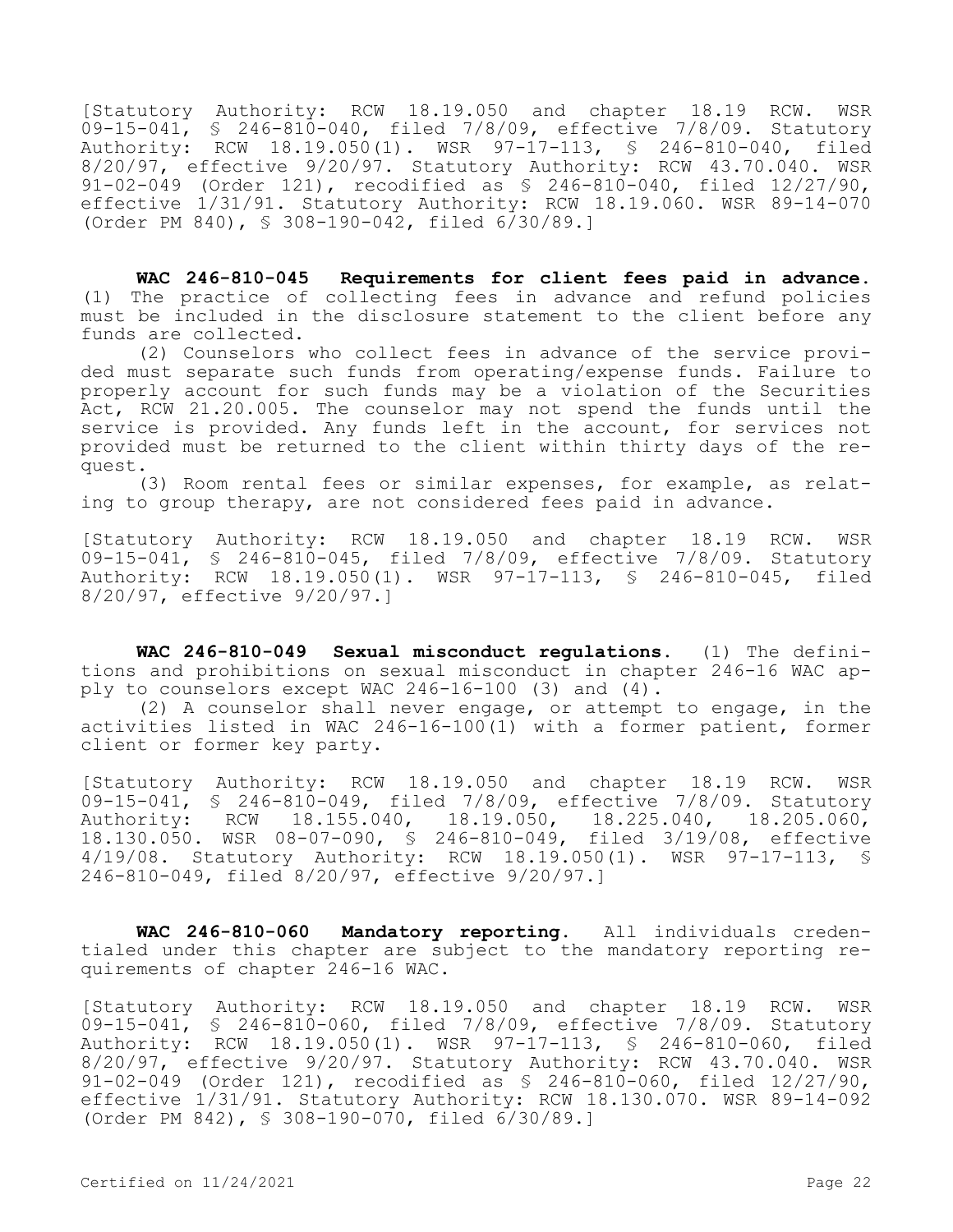[Statutory Authority: RCW 18.19.050 and chapter 18.19 RCW. WSR 09-15-041, § 246-810-040, filed 7/8/09, effective 7/8/09. Statutory Authority: RCW 18.19.050(1). WSR 97-17-113, § 246-810-040, filed 8/20/97, effective 9/20/97. Statutory Authority: RCW 43.70.040. WSR 91-02-049 (Order 121), recodified as § 246-810-040, filed 12/27/90, effective 1/31/91. Statutory Authority: RCW 18.19.060. WSR 89-14-070 (Order PM 840), § 308-190-042, filed 6/30/89.]

**WAC 246-810-045 Requirements for client fees paid in advance.** (1) The practice of collecting fees in advance and refund policies must be included in the disclosure statement to the client before any funds are collected.

(2) Counselors who collect fees in advance of the service provided must separate such funds from operating/expense funds. Failure to properly account for such funds may be a violation of the Securities Act, RCW 21.20.005. The counselor may not spend the funds until the service is provided. Any funds left in the account, for services not provided must be returned to the client within thirty days of the request.

(3) Room rental fees or similar expenses, for example, as relating to group therapy, are not considered fees paid in advance.

[Statutory Authority: RCW 18.19.050 and chapter 18.19 RCW. WSR 09-15-041, § 246-810-045, filed 7/8/09, effective 7/8/09. Statutory Authority: RCW 18.19.050(1). WSR 97-17-113, § 246-810-045, filed 8/20/97, effective 9/20/97.]

**WAC 246-810-049 Sexual misconduct regulations.** (1) The definitions and prohibitions on sexual misconduct in chapter 246-16 WAC apply to counselors except WAC 246-16-100 (3) and (4).

(2) A counselor shall never engage, or attempt to engage, in the activities listed in WAC 246-16-100(1) with a former patient, former client or former key party.

[Statutory Authority: RCW 18.19.050 and chapter 18.19 RCW. WSR 09-15-041, § 246-810-049, filed 7/8/09, effective 7/8/09. Statutory Authority: RCW 18.155.040, 18.19.050, 18.225.040, 18.205.060, 18.130.050. WSR 08-07-090, § 246-810-049, filed 3/19/08, effective 4/19/08. Statutory Authority: RCW 18.19.050(1). WSR 97-17-113, § 246-810-049, filed 8/20/97, effective 9/20/97.]

**WAC 246-810-060 Mandatory reporting.** All individuals credentialed under this chapter are subject to the mandatory reporting requirements of chapter 246-16 WAC.

[Statutory Authority: RCW 18.19.050 and chapter 18.19 RCW. WSR 09-15-041, § 246-810-060, filed 7/8/09, effective 7/8/09. Statutory Authority: RCW 18.19.050(1). WSR 97-17-113, § 246-810-060, filed 8/20/97, effective 9/20/97. Statutory Authority: RCW 43.70.040. WSR 91-02-049 (Order 121), recodified as § 246-810-060, filed 12/27/90, effective 1/31/91. Statutory Authority: RCW 18.130.070. WSR 89-14-092 (Order PM 842), § 308-190-070, filed 6/30/89.]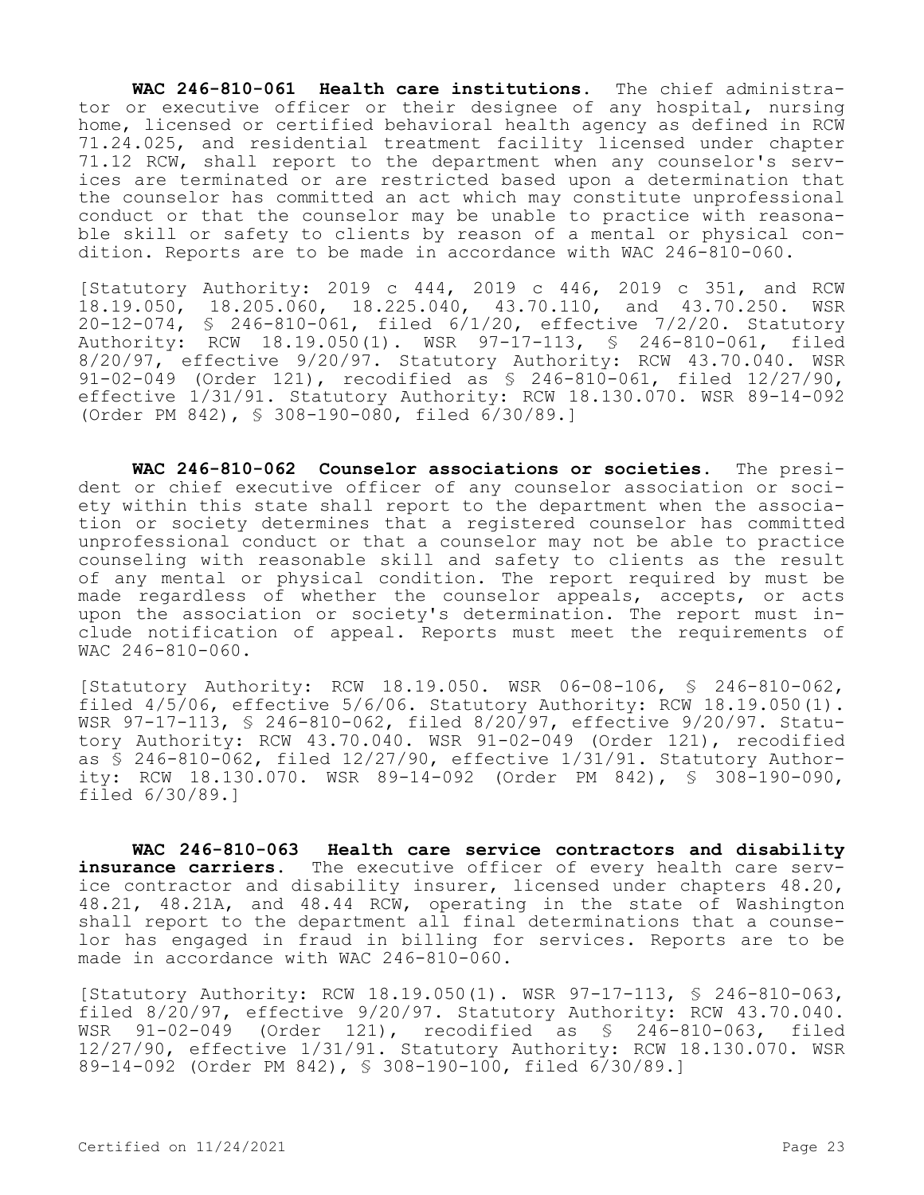**WAC 246-810-061 Health care institutions.** The chief administrator or executive officer or their designee of any hospital, nursing home, licensed or certified behavioral health agency as defined in RCW 71.24.025, and residential treatment facility licensed under chapter 71.12 RCW, shall report to the department when any counselor's services are terminated or are restricted based upon a determination that the counselor has committed an act which may constitute unprofessional conduct or that the counselor may be unable to practice with reasonable skill or safety to clients by reason of a mental or physical condition. Reports are to be made in accordance with WAC 246-810-060.

[Statutory Authority: 2019 c 444, 2019 c 446, 2019 c 351, and RCW 18.19.050, 18.205.060, 18.225.040, 43.70.110, and 43.70.250. WSR 20-12-074, § 246-810-061, filed 6/1/20, effective 7/2/20. Statutory Authority: RCW 18.19.050(1). WSR 97-17-113, § 246-810-061, filed 8/20/97, effective 9/20/97. Statutory Authority: RCW 43.70.040. WSR 91-02-049 (Order 121), recodified as § 246-810-061, filed 12/27/90, effective 1/31/91. Statutory Authority: RCW 18.130.070. WSR 89-14-092 (Order PM 842), § 308-190-080, filed 6/30/89.]

**WAC 246-810-062 Counselor associations or societies.** The president or chief executive officer of any counselor association or society within this state shall report to the department when the association or society determines that a registered counselor has committed unprofessional conduct or that a counselor may not be able to practice counseling with reasonable skill and safety to clients as the result of any mental or physical condition. The report required by must be made regardless of whether the counselor appeals, accepts, or acts upon the association or society's determination. The report must include notification of appeal. Reports must meet the requirements of WAC 246-810-060.

[Statutory Authority: RCW 18.19.050. WSR 06-08-106, § 246-810-062, filed 4/5/06, effective 5/6/06. Statutory Authority: RCW 18.19.050(1). WSR 97-17-113, § 246-810-062, filed 8/20/97, effective 9/20/97. Statutory Authority: RCW 43.70.040. WSR 91-02-049 (Order 121), recodified as § 246-810-062, filed 12/27/90, effective 1/31/91. Statutory Authority: RCW 18.130.070. WSR 89-14-092 (Order PM 842), § 308-190-090, filed 6/30/89.]

**WAC 246-810-063 Health care service contractors and disability insurance carriers.** The executive officer of every health care service contractor and disability insurer, licensed under chapters 48.20, 48.21, 48.21A, and 48.44 RCW, operating in the state of Washington shall report to the department all final determinations that a counselor has engaged in fraud in billing for services. Reports are to be made in accordance with WAC 246-810-060.

[Statutory Authority: RCW 18.19.050(1). WSR 97-17-113, § 246-810-063, filed 8/20/97, effective 9/20/97. Statutory Authority: RCW 43.70.040. WSR 91-02-049 (Order 121), recodified as § 246-810-063, filed 12/27/90, effective 1/31/91. Statutory Authority: RCW 18.130.070. WSR 89-14-092 (Order PM 842), § 308-190-100, filed 6/30/89.]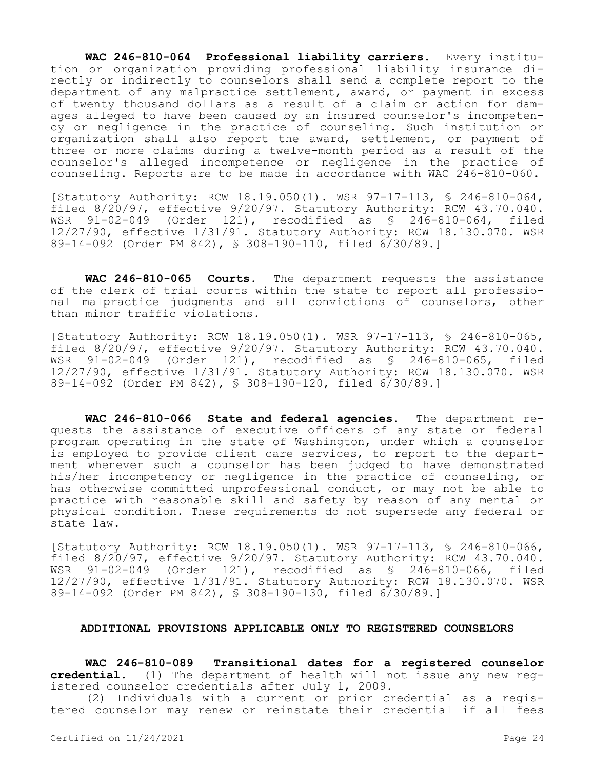**WAC 246-810-064 Professional liability carriers.** Every institution or organization providing professional liability insurance directly or indirectly to counselors shall send a complete report to the department of any malpractice settlement, award, or payment in excess of twenty thousand dollars as a result of a claim or action for damages alleged to have been caused by an insured counselor's incompetency or negligence in the practice of counseling. Such institution or organization shall also report the award, settlement, or payment of three or more claims during a twelve-month period as a result of the counselor's alleged incompetence or negligence in the practice of counseling. Reports are to be made in accordance with WAC 246-810-060.

[Statutory Authority: RCW 18.19.050(1). WSR 97-17-113, § 246-810-064, filed 8/20/97, effective 9/20/97. Statutory Authority: RCW 43.70.040. WSR 91-02-049 (Order 121), recodified as § 246-810-064, filed 12/27/90, effective 1/31/91. Statutory Authority: RCW 18.130.070. WSR 89-14-092 (Order PM 842), § 308-190-110, filed 6/30/89.]

**WAC 246-810-065 Courts.** The department requests the assistance of the clerk of trial courts within the state to report all professional malpractice judgments and all convictions of counselors, other than minor traffic violations.

[Statutory Authority: RCW 18.19.050(1). WSR 97-17-113, § 246-810-065, filed 8/20/97, effective 9/20/97. Statutory Authority: RCW 43.70.040. WSR 91-02-049 (Order 121), recodified as § 246-810-065, filed 12/27/90, effective 1/31/91. Statutory Authority: RCW 18.130.070. WSR 89-14-092 (Order PM 842), § 308-190-120, filed 6/30/89.]

**WAC 246-810-066 State and federal agencies.** The department requests the assistance of executive officers of any state or federal program operating in the state of Washington, under which a counselor is employed to provide client care services, to report to the department whenever such a counselor has been judged to have demonstrated his/her incompetency or negligence in the practice of counseling, or has otherwise committed unprofessional conduct, or may not be able to practice with reasonable skill and safety by reason of any mental or physical condition. These requirements do not supersede any federal or state law.

[Statutory Authority: RCW 18.19.050(1). WSR 97-17-113, § 246-810-066, filed 8/20/97, effective 9/20/97. Statutory Authority: RCW 43.70.040. WSR 91-02-049 (Order 121), recodified as § 246-810-066, filed 12/27/90, effective 1/31/91. Statutory Authority: RCW 18.130.070. WSR 89-14-092 (Order PM 842), § 308-190-130, filed 6/30/89.]

## ADDITIONAL PROVISIONS APPLICABLE ONLY TO REGISTERED COUNSELORS

**WAC 246-810-089 Transitional dates for a registered counselor credential.** (1) The department of health will not issue any new registered counselor credentials after July 1, 2009.

(2) Individuals with a current or prior credential as a registered counselor may renew or reinstate their credential if all fees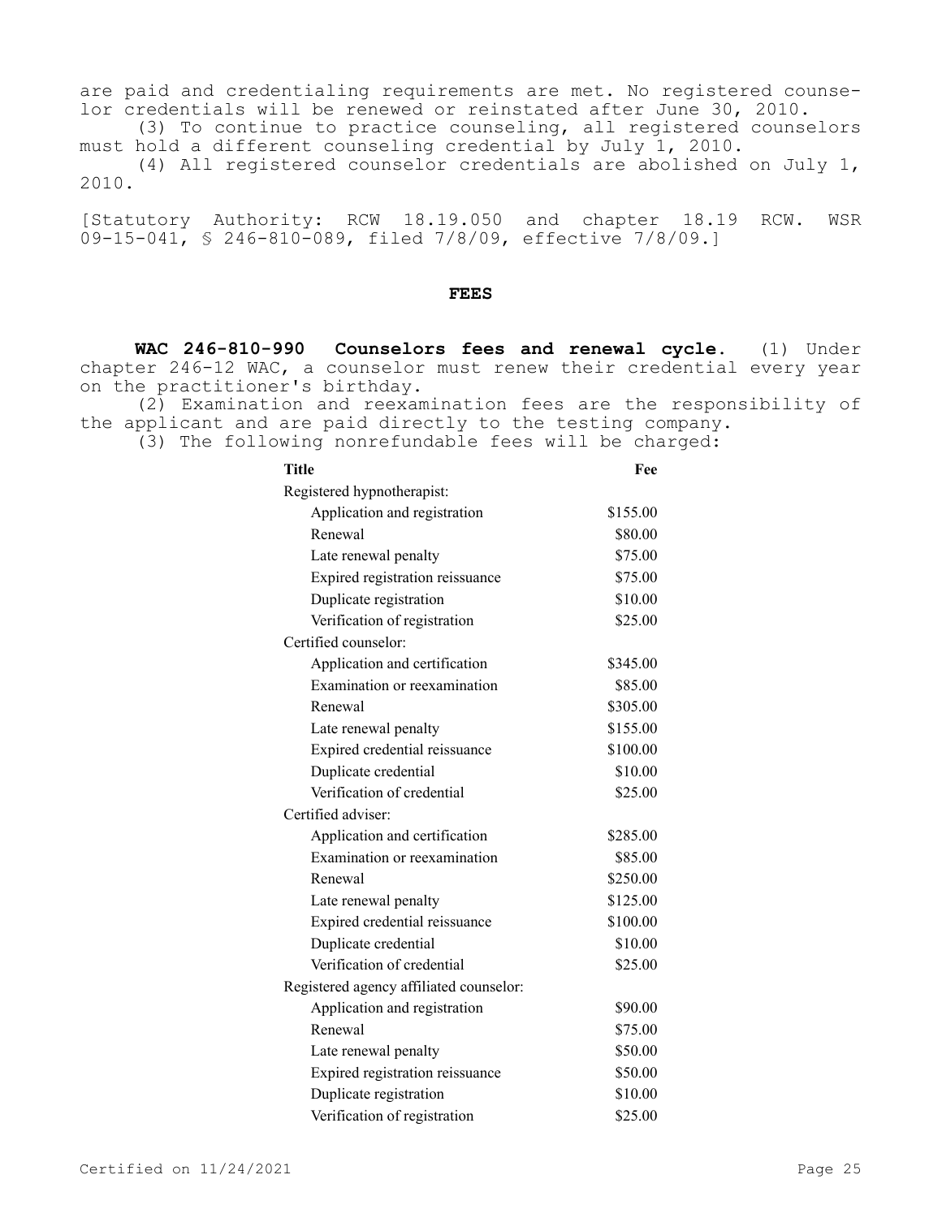are paid and credentialing requirements are met. No registered counselor credentials will be renewed or reinstated after June 30, 2010.

(3) To continue to practice counseling, all registered counselors must hold a different counseling credential by July 1, 2010.

(4) All registered counselor credentials are abolished on July 1, 2010.

[Statutory Authority: RCW 18.19.050 and chapter 18.19 RCW. WSR 09-15-041, § 246-810-089, filed 7/8/09, effective 7/8/09.]

## FEES

**WAC 246-810-990 Counselors fees and renewal cycle.** (1) Under chapter 246-12 WAC, a counselor must renew their credential every year on the practitioner's birthday.

(2) Examination and reexamination fees are the responsibility of the applicant and are paid directly to the testing company.

(3) The following nonrefundable fees will be charged:

| Title | Fee |
|---|---|
| Registered hypnotherapist: | |
| Application and registration | $155.00 |
| Renewal | $80.00 |
| Late renewal penalty | $75.00 |
| Expired registration reissuance | $75.00 |
| Duplicate registration | $10.00 |
| Verification of registration | $25.00 |
| Certified counselor: | |
| Application and certification | $345.00 |
| Examination or reexamination | $85.00 |
| Renewal | $305.00 |
| Late renewal penalty | $155.00 |
| Expired credential reissuance | $100.00 |
| Duplicate credential | $10.00 |
| Verification of credential | $25.00 |
| Certified adviser: | |
| Application and certification | $285.00 |
| Examination or reexamination | $85.00 |
| Renewal | $250.00 |
| Late renewal penalty | $125.00 |
| Expired credential reissuance | $100.00 |
| Duplicate credential | $10.00 |
| Verification of credential | $25.00 |
| Registered agency affiliated counselor: | |
| Application and registration | $90.00 |
| Renewal | $75.00 |
| Late renewal penalty | $50.00 |
| Expired registration reissuance | $50.00 |
| Duplicate registration | $10.00 |
| Verification of registration | $25.00 |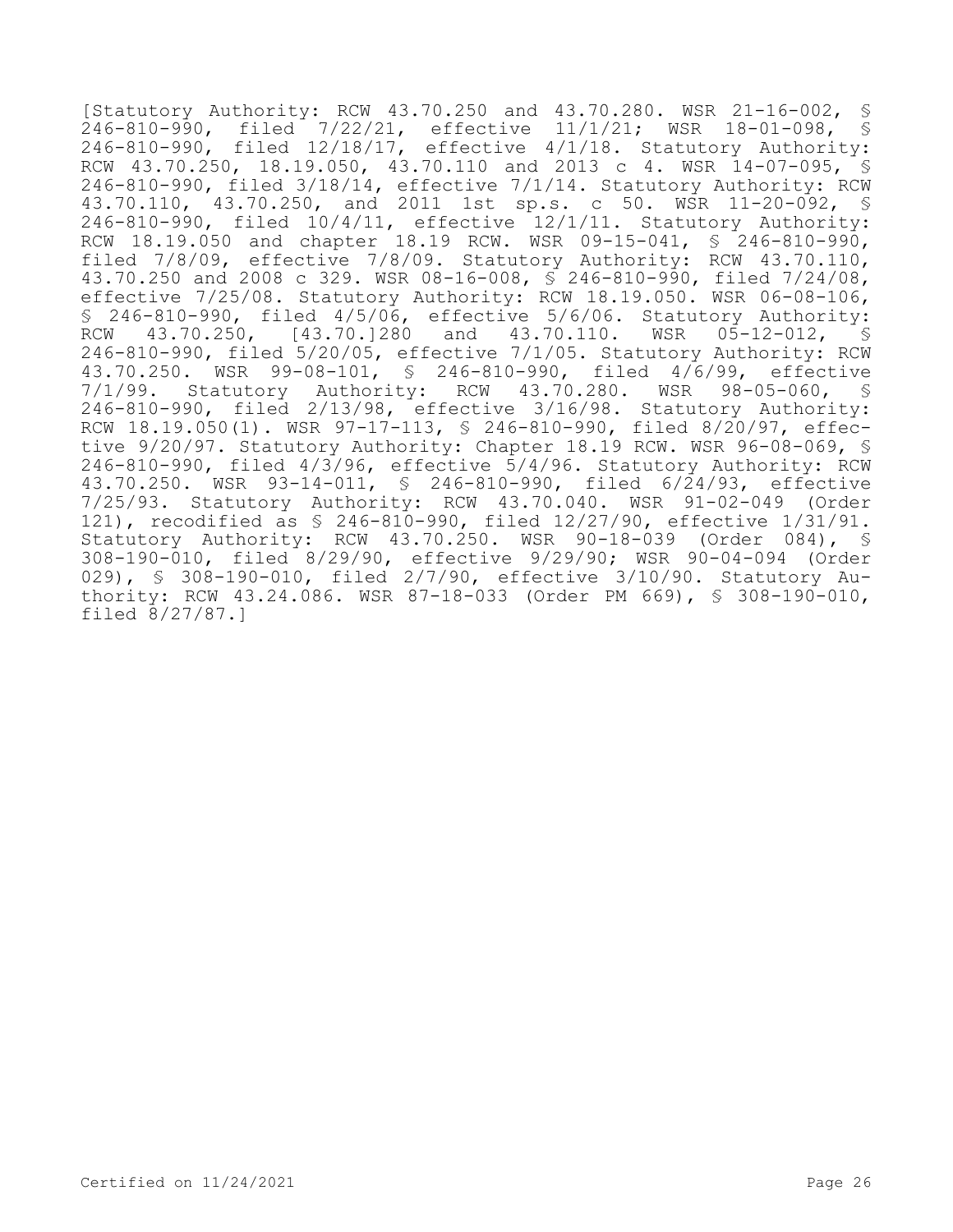[Statutory Authority: RCW 43.70.250 and 43.70.280. WSR 21-16-002, § 246-810-990, filed 7/22/21, effective 11/1/21; WSR 18-01-098, § 246-810-990, filed 12/18/17, effective 4/1/18. Statutory Authority: RCW 43.70.250, 18.19.050, 43.70.110 and 2013 c 4. WSR 14-07-095, § 246-810-990, filed 3/18/14, effective 7/1/14. Statutory Authority: RCW 43.70.110, 43.70.250, and 2011 1st sp.s. c 50. WSR 11-20-092, § 246-810-990, filed 10/4/11, effective 12/1/11. Statutory Authority: RCW 18.19.050 and chapter 18.19 RCW. WSR 09-15-041, § 246-810-990, filed 7/8/09, effective 7/8/09. Statutory Authority: RCW 43.70.110, 43.70.250 and 2008 c 329. WSR 08-16-008, § 246-810-990, filed 7/24/08, effective 7/25/08. Statutory Authority: RCW 18.19.050. WSR 06-08-106, § 246-810-990, filed 4/5/06, effective 5/6/06. Statutory Authority: RCW 43.70.250, [43.70.]280 and 43.70.110. WSR 05-12-012, § 246-810-990, filed 5/20/05, effective 7/1/05. Statutory Authority: RCW 43.70.250. WSR 99-08-101, § 246-810-990, filed 4/6/99, effective 7/1/99. Statutory Authority: RCW 43.70.280. WSR 98-05-060, § 246-810-990, filed 2/13/98, effective 3/16/98. Statutory Authority: RCW 18.19.050(1). WSR 97-17-113, § 246-810-990, filed 8/20/97, effective 9/20/97. Statutory Authority: Chapter 18.19 RCW. WSR 96-08-069, § 246-810-990, filed 4/3/96, effective 5/4/96. Statutory Authority: RCW 43.70.250. WSR 93-14-011, § 246-810-990, filed 6/24/93, effective 7/25/93. Statutory Authority: RCW 43.70.040. WSR 91-02-049 (Order 121), recodified as § 246-810-990, filed 12/27/90, effective 1/31/91. Statutory Authority: RCW 43.70.250. WSR 90-18-039 (Order 084), § 308-190-010, filed 8/29/90, effective 9/29/90; WSR 90-04-094 (Order 029), § 308-190-010, filed 2/7/90, effective 3/10/90. Statutory Authority: RCW 43.24.086. WSR 87-18-033 (Order PM 669), § 308-190-010, filed 8/27/87.]